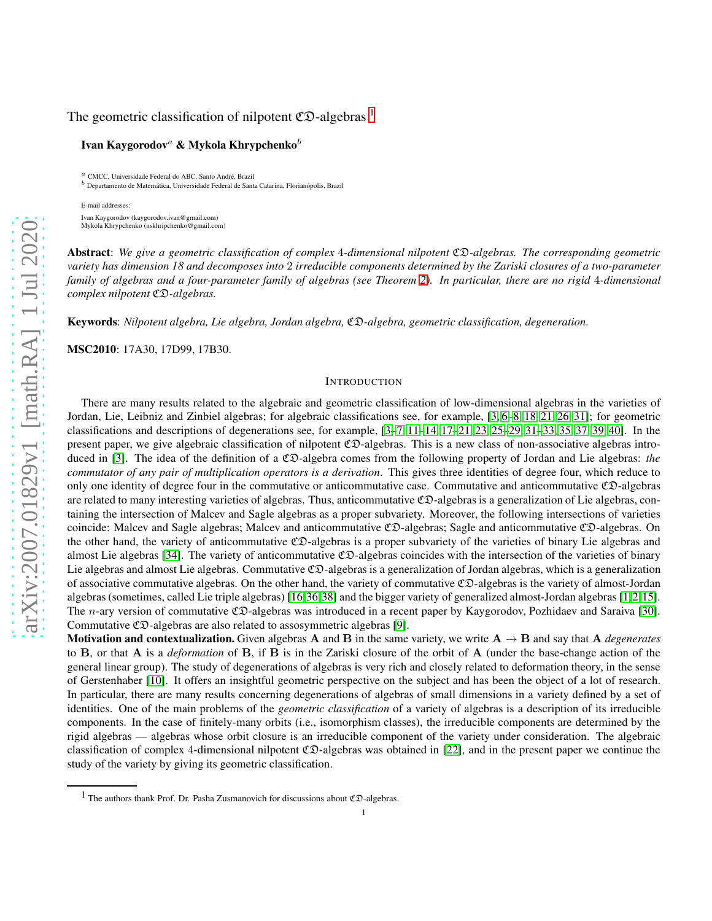# The geometric classification of nilpotent $\mathfrak{CD}$-algebras [1]

**Ivan Kaygorodov**[a] **& Mykola Khrypchenko**[b]

[a] CMCC, Universidade Federal do ABC, Santo André, Brazil
[b] Departamento de Matemática, Universidade Federal de Santa Catarina, Florianópolis, Brazil

E-mail addresses:

Ivan Kaygorodov (kaygorodov.ivan@gmail.com)
Mykola Khrypchenko (nskhripchenko@gmail.com)

**Abstract**: *We give a geometric classification of complex 4-dimensional nilpotent $\mathfrak{CD}$-algebras. The corresponding geometric variety has dimension 18 and decomposes into 2 irreducible components determined by the Zariski closures of a two-parameter family of algebras and a four-parameter family of algebras (see Theorem 2). In particular, there are no rigid 4-dimensional complex nilpotent $\mathfrak{CD}$-algebras.*

**Keywords**: *Nilpotent algebra, Lie algebra, Jordan algebra, $\mathfrak{CD}$-algebra, geometric classification, degeneration.*

**MSC2010**: 17A30, 17D99, 17B30.

## Introduction

There are many results related to the algebraic and geometric classification of low-dimensional algebras in the varieties of Jordan, Lie, Leibniz and Zinbiel algebras; for algebraic classifications see, for example, [3, 6–8, 18, 21, 26, 31]; for geometric classifications and descriptions of degenerations see, for example, [3–7, 11–14, 17–21, 23, 25–29, 31–33, 35, 37, 39, 40]. In the present paper, we give algebraic classification of nilpotent $\mathfrak{CD}$-algebras. This is a new class of non-associative algebras introduced in [3]. The idea of the definition of a $\mathfrak{CD}$-algebra comes from the following property of Jordan and Lie algebras: *the commutator of any pair of multiplication operators is a derivation*. This gives three identities of degree four, which reduce to only one identity of degree four in the commutative or anticommutative case. Commutative and anticommutative $\mathfrak{CD}$-algebras are related to many interesting varieties of algebras. Thus, anticommutative $\mathfrak{CD}$-algebras is a generalization of Lie algebras, containing the intersection of Malcev and Sagle algebras as a proper subvariety. Moreover, the following intersections of varieties coincide: Malcev and Sagle algebras; Malcev and anticommutative $\mathfrak{CD}$-algebras; Sagle and anticommutative $\mathfrak{CD}$-algebras. On the other hand, the variety of anticommutative $\mathfrak{CD}$-algebras is a proper subvariety of the varieties of binary Lie algebras and almost Lie algebras [34]. The variety of anticommutative $\mathfrak{CD}$-algebras coincides with the intersection of the varieties of binary Lie algebras and almost Lie algebras. Commutative $\mathfrak{CD}$-algebras is a generalization of Jordan algebras, which is a generalization of associative commutative algebras. On the other hand, the variety of commutative $\mathfrak{CD}$-algebras is the variety of almost-Jordan algebras (sometimes, called Lie triple algebras) [16, 36, 38] and the bigger variety of generalized almost-Jordan algebras [1, 2, 15]. The $n$-ary version of commutative $\mathfrak{CD}$-algebras was introduced in a recent paper by Kaygorodov, Pozhidaev and Saraiva [30]. Commutative $\mathfrak{CD}$-algebras are also related to assosymmetric algebras [9].

**Motivation and contextualization.** Given algebras $\mathbf{A}$ and $\mathbf{B}$ in the same variety, we write $\mathbf{A} \to \mathbf{B}$ and say that $\mathbf{A}$ *degenerates* to $\mathbf{B}$, or that $\mathbf{A}$ is a *deformation* of $\mathbf{B}$, if $\mathbf{B}$ is in the Zariski closure of the orbit of $\mathbf{A}$ (under the base-change action of the general linear group). The study of degenerations of algebras is very rich and closely related to deformation theory, in the sense of Gerstenhaber [10]. It offers an insightful geometric perspective on the subject and has been the object of a lot of research. In particular, there are many results concerning degenerations of algebras of small dimensions in a variety defined by a set of identities. One of the main problems of the *geometric classification* of a variety of algebras is a description of its irreducible components. In the case of finitely-many orbits (i.e., isomorphism classes), the irreducible components are determined by the rigid algebras — algebras whose orbit closure is an irreducible component of the variety under consideration. The algebraic classification of complex 4-dimensional nilpotent $\mathfrak{CD}$-algebras was obtained in [22], and in the present paper we continue the study of the variety by giving its geometric classification.

[1] The authors thank Prof. Dr. Pasha Zusmanovich for discussions about $\mathfrak{CD}$-algebras.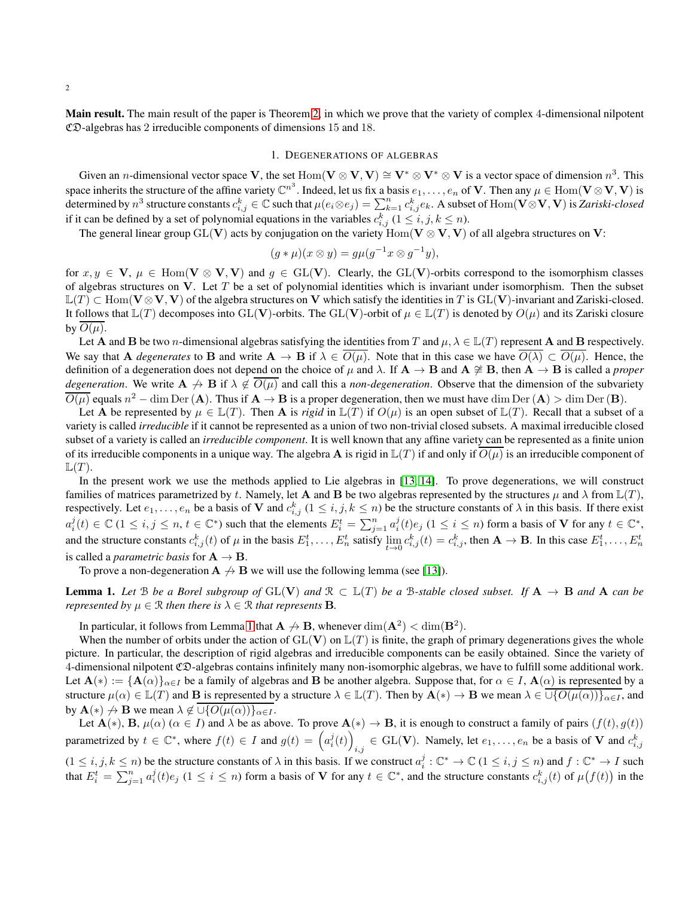**Main result.** The main result of the paper is Theorem 2, in which we prove that the variety of complex 4-dimensional nilpotent $\mathfrak{CD}$-algebras has 2 irreducible components of dimensions 15 and 18.

## 1. Degenerations of algebras

Given an $n$-dimensional vector space $\mathbf{V}$, the set $\mathrm{Hom}(\mathbf{V}\otimes\mathbf{V},\mathbf{V}) \cong \mathbf{V}^*\otimes\mathbf{V}^*\otimes\mathbf{V}$ is a vector space of dimension $n^3$. This space inherits the structure of the affine variety $\mathbb{C}^{n^3}$. Indeed, let us fix a basis $e_1,\dots,e_n$ of $\mathbf{V}$. Then any $\mu\in\mathrm{Hom}(\mathbf{V}\otimes\mathbf{V},\mathbf{V})$ is determined by $n^3$ structure constants $c_{i,j}^k\in\mathbb{C}$ such that $\mu(e_i\otimes e_j)=\sum_{k=1}^n c_{i,j}^k e_k$. A subset of $\mathrm{Hom}(\mathbf{V}\otimes\mathbf{V},\mathbf{V})$ is *Zariski-closed* if it can be defined by a set of polynomial equations in the variables $c_{i,j}^k$ $(1\le i,j,k\le n)$.

The general linear group $\mathrm{GL}(\mathbf{V})$ acts by conjugation on the variety $\mathrm{Hom}(\mathbf{V}\otimes\mathbf{V},\mathbf{V})$ of all algebra structures on $\mathbf{V}$:

$$(g*\mu)(x\otimes y)=g\mu(g^{-1}x\otimes g^{-1}y),$$

for $x,y\in\mathbf{V}$, $\mu\in\mathrm{Hom}(\mathbf{V}\otimes\mathbf{V},\mathbf{V})$ and $g\in\mathrm{GL}(\mathbf{V})$. Clearly, the $\mathrm{GL}(\mathbf{V})$-orbits correspond to the isomorphism classes of algebras structures on $\mathbf{V}$. Let $T$ be a set of polynomial identities which is invariant under isomorphism. Then the subset $\mathbb{L}(T)\subset\mathrm{Hom}(\mathbf{V}\otimes\mathbf{V},\mathbf{V})$ of the algebra structures on $\mathbf{V}$ which satisfy the identities in $T$ is $\mathrm{GL}(\mathbf{V})$-invariant and Zariski-closed. It follows that $\mathbb{L}(T)$ decomposes into $\mathrm{GL}(\mathbf{V})$-orbits. The $\mathrm{GL}(\mathbf{V})$-orbit of $\mu\in\mathbb{L}(T)$ is denoted by $O(\mu)$ and its Zariski closure by $\overline{O(\mu)}$.

Let $\mathbf{A}$ and $\mathbf{B}$ be two $n$-dimensional algebras satisfying the identities from $T$ and $\mu,\lambda\in\mathbb{L}(T)$ represent $\mathbf{A}$ and $\mathbf{B}$ respectively. We say that $\mathbf{A}$ *degenerates* to $\mathbf{B}$ and write $\mathbf{A}\to\mathbf{B}$ if $\lambda\in\overline{O(\mu)}$. Note that in this case we have $\overline{O(\lambda)}\subset\overline{O(\mu)}$. Hence, the definition of a degeneration does not depend on the choice of $\mu$ and $\lambda$. If $\mathbf{A}\to\mathbf{B}$ and $\mathbf{A}\not\cong\mathbf{B}$, then $\mathbf{A}\to\mathbf{B}$ is called a *proper degeneration*. We write $\mathbf{A}\not\to\mathbf{B}$ if $\lambda\notin\overline{O(\mu)}$ and call this a *non-degeneration*. Observe that the dimension of the subvariety $\overline{O(\mu)}$ equals $n^2-\dim\mathrm{Der}(\mathbf{A})$. Thus if $\mathbf{A}\to\mathbf{B}$ is a proper degeneration, then we must have $\dim\mathrm{Der}(\mathbf{A})>\dim\mathrm{Der}(\mathbf{B})$.

Let $\mathbf{A}$ be represented by $\mu\in\mathbb{L}(T)$. Then $\mathbf{A}$ is *rigid* in $\mathbb{L}(T)$ if $O(\mu)$ is an open subset of $\mathbb{L}(T)$. Recall that a subset of a variety is called *irreducible* if it cannot be represented as a union of two non-trivial closed subsets. A maximal irreducible closed subset of a variety is called an *irreducible component*. It is well known that any affine variety can be represented as a finite union of its irreducible components in a unique way. The algebra $\mathbf{A}$ is rigid in $\mathbb{L}(T)$ if and only if $\overline{O(\mu)}$ is an irreducible component of $\mathbb{L}(T)$.

In the present work we use the methods applied to Lie algebras in [13, 14]. To prove degenerations, we will construct families of matrices parametrized by $t$. Namely, let $\mathbf{A}$ and $\mathbf{B}$ be two algebras represented by the structures $\mu$ and $\lambda$ from $\mathbb{L}(T)$, respectively. Let $e_1,\dots,e_n$ be a basis of $\mathbf{V}$ and $c_{i,j}^k$ $(1\le i,j,k\le n)$ be the structure constants of $\lambda$ in this basis. If there exist $a_i^j(t)\in\mathbb{C}$ $(1\le i,j\le n,\ t\in\mathbb{C}^*)$ such that the elements $E_i^t=\sum_{j=1}^n a_i^j(t)e_j$ $(1\le i\le n)$ form a basis of $\mathbf{V}$ for any $t\in\mathbb{C}^*$, and the structure constants $c_{i,j}^k(t)$ of $\mu$ in the basis $E_1^t,\dots,E_n^t$ satisfy $\lim\limits_{t\to 0}c_{i,j}^k(t)=c_{i,j}^k$, then $\mathbf{A}\to\mathbf{B}$. In this case $E_1^t,\dots,E_n^t$ is called a *parametric basis* for $\mathbf{A}\to\mathbf{B}$.

To prove a non-degeneration $\mathbf{A}\not\to\mathbf{B}$ we will use the following lemma (see [13]).

**Lemma 1.** *Let $\mathcal{B}$ be a Borel subgroup of $\mathrm{GL}(\mathbf{V})$ and $\mathcal{R}\subset\mathbb{L}(T)$ be a $\mathcal{B}$-stable closed subset. If $\mathbf{A}\to\mathbf{B}$ and $\mathbf{A}$ can be represented by $\mu\in\mathcal{R}$ then there is $\lambda\in\mathcal{R}$ that represents $\mathbf{B}$.*

In particular, it follows from Lemma 1 that $\mathbf{A}\not\to\mathbf{B}$, whenever $\dim(\mathbf{A}^2)<\dim(\mathbf{B}^2)$.

When the number of orbits under the action of $\mathrm{GL}(\mathbf{V})$ on $\mathbb{L}(T)$ is finite, the graph of primary degenerations gives the whole picture. In particular, the description of rigid algebras and irreducible components can be easily obtained. Since the variety of 4-dimensional nilpotent $\mathfrak{CD}$-algebras contains infinitely many non-isomorphic algebras, we have to fulfill some additional work. Let $\mathbf{A}(*):=\{\mathbf{A}(\alpha)\}_{\alpha\in I}$ be a family of algebras and $\mathbf{B}$ be another algebra. Suppose that, for $\alpha\in I$, $\mathbf{A}(\alpha)$ is represented by a structure $\mu(\alpha)\in\mathbb{L}(T)$ and $\mathbf{B}$ is represented by a structure $\lambda\in\mathbb{L}(T)$. Then by $\mathbf{A}(*)\to\mathbf{B}$ we mean $\lambda\in\overline{\cup\{O(\mu(\alpha))\}_{\alpha\in I}}$, and by $\mathbf{A}(*)\not\to\mathbf{B}$ we mean $\lambda\notin\overline{\cup\{O(\mu(\alpha))\}_{\alpha\in I}}$.

Let $\mathbf{A}(*)$, $\mathbf{B}$, $\mu(\alpha)$ $(\alpha\in I)$ and $\lambda$ be as above. To prove $\mathbf{A}(*)\to\mathbf{B}$, it is enough to construct a family of pairs $(f(t),g(t))$ parametrized by $t\in\mathbb{C}^*$, where $f(t)\in I$ and $g(t)=\left(a_i^j(t)\right)_{i,j}\in\mathrm{GL}(\mathbf{V})$. Namely, let $e_1,\dots,e_n$ be a basis of $\mathbf{V}$ and $c_{i,j}^k$ $(1\le i,j,k\le n)$ be the structure constants of $\lambda$ in this basis. If we construct $a_i^j:\mathbb{C}^*\to\mathbb{C}$ $(1\le i,j\le n)$ and $f:\mathbb{C}^*\to I$ such that $E_i^t=\sum_{j=1}^n a_i^j(t)e_j$ $(1\le i\le n)$ form a basis of $\mathbf{V}$ for any $t\in\mathbb{C}^*$, and the structure constants $c_{i,j}^k(t)$ of $\mu\big(f(t)\big)$ in the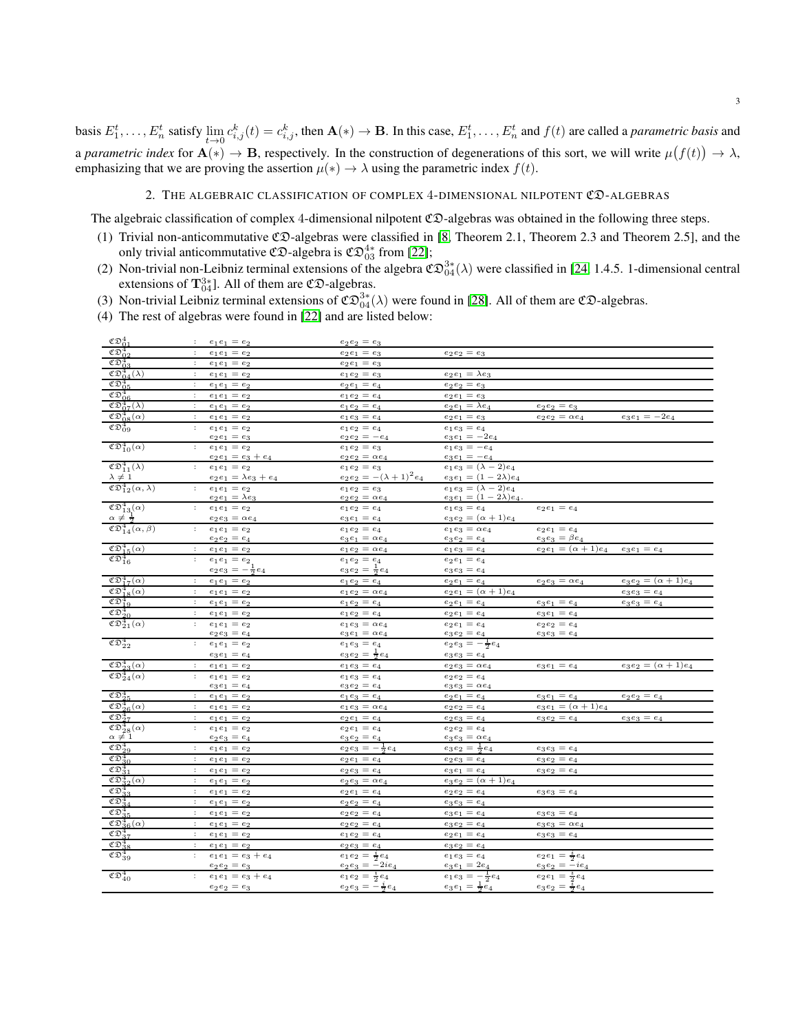basis $E_1^t, \ldots, E_n^t$ satisfy $\lim\limits_{t\to 0} c_{i,j}^k(t) = c_{i,j}^k$, then $\mathbf{A}(*) \to \mathbf{B}$. In this case, $E_1^t, \ldots, E_n^t$ and $f(t)$ are called a *parametric basis* and a *parametric index* for $\mathbf{A}(*) \to \mathbf{B}$, respectively. In the construction of degenerations of this sort, we will write $\mu\big(f(t)\big) \to \lambda$, emphasizing that we are proving the assertion $\mu(*) \to \lambda$ using the parametric index $f(t)$.

## 2. The algebraic classification of complex 4-dimensional nilpotent $\mathfrak{CD}$-algebras

The algebraic classification of complex 4-dimensional nilpotent $\mathfrak{CD}$-algebras was obtained in the following three steps.

1. Trivial non-anticommutative $\mathfrak{CD}$-algebras were classified in [8, Theorem 2.1, Theorem 2.3 and Theorem 2.5], and the only trivial anticommutative $\mathfrak{CD}$-algebra is $\mathfrak{CD}_{03}^{4*}$ from [22];
2. Non-trivial non-Leibniz terminal extensions of the algebra $\mathfrak{CD}_{04}^{3*}(\lambda)$ were classified in [24, 1.4.5. 1-dimensional central extensions of $\mathbf{T}_{04}^{3*}$]. All of them are $\mathfrak{CD}$-algebras.
3. Non-trivial Leibniz terminal extensions of $\mathfrak{CD}_{04}^{3*}(\lambda)$ were found in [28]. All of them are $\mathfrak{CD}$-algebras.
4. The rest of algebras were found in [22] and are listed below:

| | | | | | | |
|---|---|---|---|---|---|---|
| $\mathfrak{CD}_{01}^4$ | : | $e_1e_1 = e_2$ | $e_2e_2 = e_3$ | | | |
| $\mathfrak{CD}_{02}^4$ | : | $e_1e_1 = e_2$ | $e_2e_1 = e_3$ | $e_2e_2 = e_3$ | | |
| $\mathfrak{CD}_{03}^4$ | : | $e_1e_1 = e_2$ | $e_2e_1 = e_3$ | | | |
| $\mathfrak{CD}_{04}^4(\lambda)$ | : | $e_1e_1 = e_2$ | $e_1e_2 = e_3$ | $e_2e_1 = \lambda e_3$ | | |
| $\mathfrak{CD}_{05}^4$ | : | $e_1e_1 = e_2$ | $e_2e_1 = e_4$ | $e_2e_2 = e_3$ | | |
| $\mathfrak{CD}_{06}^4$ | : | $e_1e_1 = e_2$ | $e_1e_2 = e_4$ | $e_2e_1 = e_3$ | | |
| $\mathfrak{CD}_{07}^4(\lambda)$ | : | $e_1e_1 = e_2$ | $e_1e_2 = e_4$ | $e_2e_1 = \lambda e_4$ | $e_2e_2 = e_3$ | |
| $\mathfrak{CD}_{08}^4(\alpha)$ | : | $e_1e_1 = e_2$ | $e_1e_3 = e_4$ | $e_2e_1 = e_3$ | $e_2e_2 = \alpha e_4$ | $e_3e_1 = -2e_4$ |
| $\mathfrak{CD}_{09}^4$ | : | $e_1e_1 = e_2$ <br> $e_2e_1 = e_3$ | $e_1e_2 = e_4$ <br> $e_2e_2 = -e_4$ | $e_1e_3 = e_4$ <br> $e_3e_1 = -2e_4$ | | |
| $\mathfrak{CD}_{10}^4(\alpha)$ | : | $e_1e_1 = e_2$ <br> $e_2e_1 = e_3 + e_4$ | $e_1e_2 = e_3$ <br> $e_2e_2 = \alpha e_4$ | $e_1e_3 = -e_4$ <br> $e_3e_1 = -e_4$ | | |
| $\mathfrak{CD}_{11}^4(\lambda)$ <br> $\lambda \neq 1$ | : | $e_1e_1 = e_2$ <br> $e_2e_1 = \lambda e_3 + e_4$ | $e_1e_2 = e_3$ <br> $e_2e_2 = -(\lambda+1)^2 e_4$ | $e_1e_3 = (\lambda-2)e_4$ <br> $e_3e_1 = (1-2\lambda)e_4$ | | |
| $\mathfrak{CD}_{12}^4(\alpha,\lambda)$ | : | $e_1e_1 = e_2$ <br> $e_2e_1 = \lambda e_3$ | $e_1e_2 = e_3$ <br> $e_2e_2 = \alpha e_4$ | $e_1e_3 = (\lambda-2)e_4$ <br> $e_3e_1 = (1-2\lambda)e_4.$ | | |
| $\mathfrak{CD}_{13}^4(\alpha)$ <br> $\alpha \neq \frac{1}{2}$ | : | $e_1e_1 = e_2$ <br> $e_2e_3 = \alpha e_4$ | $e_1e_2 = e_4$ <br> $e_3e_1 = e_4$ | $e_1e_3 = e_4$ <br> $e_3e_2 = (\alpha+1)e_4$ | $e_2e_1 = e_4$ | |
| $\mathfrak{CD}_{14}^4(\alpha,\beta)$ | : | $e_1e_1 = e_2$ <br> $e_2e_2 = e_4$ | $e_1e_2 = e_4$ <br> $e_3e_1 = \alpha e_4$ | $e_1e_3 = \alpha e_4$ <br> $e_3e_2 = e_4$ | $e_2e_1 = e_4$ <br> $e_3e_3 = \beta e_4$ | |
| $\mathfrak{CD}_{15}^4(\alpha)$ | : | $e_1e_1 = e_2$ | $e_1e_2 = \alpha e_4$ | $e_1e_3 = e_4$ | $e_2e_1 = (\alpha+1)e_4$ | $e_3e_1 = e_4$ |
| $\mathfrak{CD}_{16}^4$ | : | $e_1e_1 = e_2$ <br> $e_2e_3 = -\frac{1}{2}e_4$ | $e_1e_2 = e_4$ <br> $e_3e_2 = \frac{1}{2}e_4$ | $e_2e_1 = e_4$ <br> $e_3e_3 = e_4$ | | |
| $\mathfrak{CD}_{17}^4(\alpha)$ | : | $e_1e_1 = e_2$ | $e_1e_2 = e_4$ | $e_2e_1 = e_4$ | $e_2e_3 = \alpha e_4$ | $e_3e_2 = (\alpha+1)e_4$ |
| $\mathfrak{CD}_{18}^4(\alpha)$ | : | $e_1e_1 = e_2$ | $e_1e_2 = \alpha e_4$ | $e_2e_1 = (\alpha+1)e_4$ | | $e_3e_3 = e_4$ |
| $\mathfrak{CD}_{19}^4$ | : | $e_1e_1 = e_2$ | $e_1e_2 = e_4$ | $e_2e_1 = e_4$ | $e_3e_1 = e_4$ | $e_3e_3 = e_4$ |
| $\mathfrak{CD}_{20}^4$ | : | $e_1e_1 = e_2$ | $e_1e_2 = e_4$ | $e_2e_1 = e_4$ | $e_3e_1 = e_4$ | |
| $\mathfrak{CD}_{21}^4(\alpha)$ | : | $e_1e_1 = e_2$ <br> $e_2e_3 = e_4$ | $e_1e_3 = \alpha e_4$ <br> $e_3e_1 = \alpha e_4$ | $e_2e_1 = e_4$ <br> $e_3e_2 = e_4$ | $e_2e_2 = e_4$ <br> $e_3e_3 = e_4$ | |
| $\mathfrak{CD}_{22}^4$ | : | $e_1e_1 = e_2$ <br> $e_3e_1 = e_4$ | $e_1e_3 = e_4$ <br> $e_3e_2 = \frac{1}{2}e_4$ | $e_2e_3 = -\frac{1}{2}e_4$ <br> $e_3e_3 = e_4$ | | |
| $\mathfrak{CD}_{23}^4(\alpha)$ | : | $e_1e_1 = e_2$ | $e_1e_3 = e_4$ | $e_2e_3 = \alpha e_4$ | $e_3e_1 = e_4$ | $e_3e_2 = (\alpha+1)e_4$ |
| $\mathfrak{CD}_{24}^4(\alpha)$ | : | $e_1e_1 = e_2$ <br> $e_3e_1 = e_4$ | $e_1e_3 = e_4$ <br> $e_3e_2 = e_4$ | $e_2e_2 = e_4$ <br> $e_3e_3 = \alpha e_4$ | | |
| $\mathfrak{CD}_{25}^4$ | : | $e_1e_1 = e_2$ | $e_1e_3 = e_4$ | $e_2e_1 = e_4$ | $e_3e_1 = e_4$ | $e_2e_2 = e_4$ |
| $\mathfrak{CD}_{26}^4(\alpha)$ | : | $e_1e_1 = e_2$ | $e_1e_3 = \alpha e_4$ | $e_2e_2 = e_4$ | $e_3e_1 = (\alpha+1)e_4$ | |
| $\mathfrak{CD}_{27}^4$ | : | $e_1e_1 = e_2$ | $e_2e_1 = e_4$ | $e_2e_3 = e_4$ | $e_3e_2 = e_4$ | $e_3e_3 = e_4$ |
| $\mathfrak{CD}_{28}^4(\alpha)$ <br> $\alpha \neq 1$ | : | $e_1e_1 = e_2$ <br> $e_2e_3 = e_4$ | $e_2e_1 = e_4$ <br> $e_3e_2 = e_4$ | $e_2e_2 = e_4$ <br> $e_3e_3 = \alpha e_4$ | | |
| $\mathfrak{CD}_{29}^4$ | : | $e_1e_1 = e_2$ | $e_2e_3 = -\frac{1}{2}e_4$ | $e_3e_2 = \frac{1}{2}e_4$ | $e_3e_3 = e_4$ | |
| $\mathfrak{CD}_{30}^4$ | : | $e_1e_1 = e_2$ | $e_2e_1 = e_4$ | $e_2e_3 = e_4$ | $e_3e_2 = e_4$ | |
| $\mathfrak{CD}_{31}^4$ | : | $e_1e_1 = e_2$ | $e_2e_3 = e_4$ | $e_3e_1 = e_4$ | $e_3e_2 = e_4$ | |
| $\mathfrak{CD}_{32}^4(\alpha)$ | : | $e_1e_1 = e_2$ | $e_2e_3 = \alpha e_4$ | $e_3e_2 = (\alpha+1)e_4$ | | |
| $\mathfrak{CD}_{33}^4$ | : | $e_1e_1 = e_2$ | $e_2e_1 = e_4$ | $e_2e_2 = e_4$ | $e_3e_3 = e_4$ | |
| $\mathfrak{CD}_{34}^4$ | : | $e_1e_1 = e_2$ | $e_2e_2 = e_4$ | $e_3e_3 = e_4$ | | |
| $\mathfrak{CD}_{35}^4$ | : | $e_1e_1 = e_2$ | $e_2e_2 = e_4$ | $e_3e_1 = e_4$ | $e_3e_3 = e_4$ | |
| $\mathfrak{CD}_{36}^4(\alpha)$ | : | $e_1e_1 = e_2$ | $e_2e_2 = e_4$ | $e_3e_2 = e_4$ | $e_3e_3 = \alpha e_4$ | |
| $\mathfrak{CD}_{37}^4$ | : | $e_1e_1 = e_2$ | $e_1e_2 = e_4$ | $e_2e_1 = e_4$ | $e_3e_3 = e_4$ | |
| $\mathfrak{CD}_{38}^4$ | : | $e_1e_1 = e_2$ | $e_2e_3 = e_4$ | $e_3e_2 = e_4$ | | |
| $\mathfrak{CD}_{39}^4$ | : | $e_1e_1 = e_3 + e_4$ <br> $e_2e_2 = e_3$ | $e_1e_2 = \frac{i}{2}e_4$ <br> $e_2e_3 = -2ie_4$ | $e_1e_3 = e_4$ <br> $e_3e_1 = 2e_4$ | $e_2e_1 = \frac{i}{2}e_4$ <br> $e_3e_2 = -ie_4$ | |
| $\mathfrak{CD}_{40}^4$ | : | $e_1e_1 = e_3 + e_4$ <br> $e_2e_2 = e_3$ | $e_1e_2 = \frac{1}{2}e_4$ <br> $e_2e_3 = -\frac{1}{2}e_4$ | $e_1e_3 = -\frac{1}{2}e_4$ <br> $e_3e_1 = \frac{1}{2}e_4$ | $e_2e_1 = \frac{i}{2}e_4$ <br> $e_3e_2 = \frac{i}{2}e_4$ | |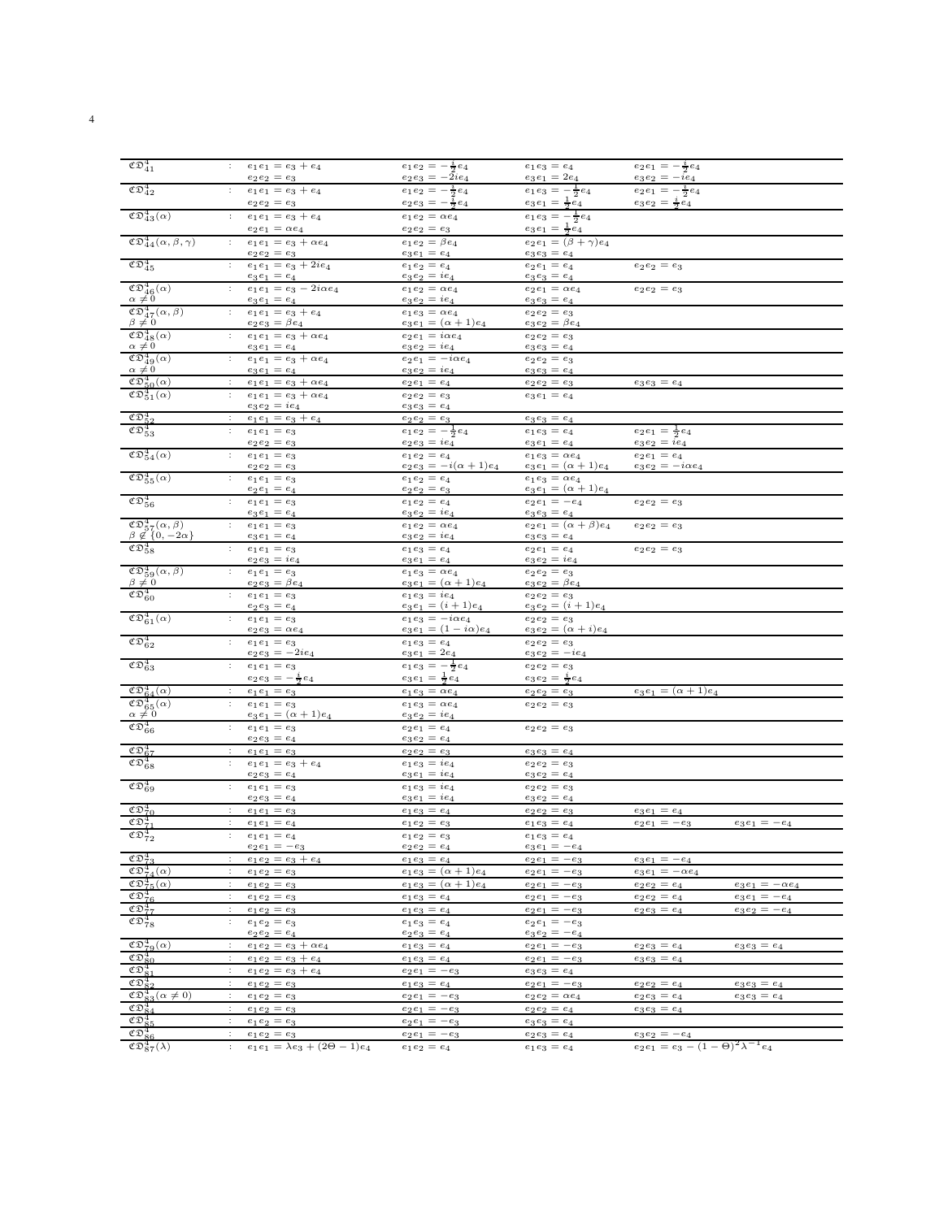| | | | | | | |
|---|---|---|---|---|---|---|
| $\mathfrak{CD}^4_{41}$ | : | $e_1e_1 = e_3 + e_4$ <br> $e_2e_2 = e_3$ | $e_1e_2 = -\frac{i}{2}e_4$ <br> $e_2e_3 = -2ie_4$ | $e_1e_3 = e_4$ <br> $e_3e_1 = 2e_4$ | $e_2e_1 = -\frac{i}{2}e_4$ <br> $e_3e_2 = -ie_4$ | |
| $\mathfrak{CD}^4_{42}$ | : | $e_1e_1 = e_3 + e_4$ <br> $e_2e_2 = e_3$ | $e_1e_2 = -\frac{i}{2}e_4$ <br> $e_2e_3 = -\frac{i}{2}e_4$ | $e_1e_3 = -\frac{1}{2}e_4$ <br> $e_3e_1 = \frac{1}{2}e_4$ | $e_2e_1 = -\frac{i}{2}e_4$ <br> $e_3e_2 = \frac{i}{2}e_4$ | |
| $\mathfrak{CD}^4_{43}(\alpha)$ | : | $e_1e_1 = e_3 + e_4$ <br> $e_2e_1 = \alpha e_4$ | $e_1e_2 = \alpha e_4$ <br> $e_2e_2 = e_3$ | $e_1e_3 = -\frac{1}{2}e_4$ <br> $e_3e_1 = \frac{1}{2}e_4$ | | |
| $\mathfrak{CD}^4_{44}(\alpha,\beta,\gamma)$ | : | $e_1e_1 = e_3 + \alpha e_4$ <br> $e_2e_2 = e_3$ | $e_1e_2 = \beta e_4$ <br> $e_3e_1 = e_4$ | $e_2e_1 = (\beta+\gamma)e_4$ <br> $e_3e_3 = e_4$ | | |
| $\mathfrak{CD}^4_{45}$ | : | $e_1e_1 = e_3 + 2ie_4$ <br> $e_3e_1 = e_4$ | $e_1e_2 = e_4$ <br> $e_3e_2 = ie_4$ | $e_2e_1 = e_4$ <br> $e_3e_3 = e_4$ | $e_2e_2 = e_3$ | |
| $\mathfrak{CD}^4_{46}(\alpha)$ <br> $\alpha \neq 0$ | : | $e_1e_1 = e_3 - 2i\alpha e_4$ <br> $e_3e_1 = e_4$ | $e_1e_2 = \alpha e_4$ <br> $e_3e_2 = ie_4$ | $e_2e_1 = \alpha e_4$ <br> $e_3e_3 = e_4$ | $e_2e_2 = e_3$ | |
| $\mathfrak{CD}^4_{47}(\alpha,\beta)$ <br> $\beta \neq 0$ | : | $e_1e_1 = e_3 + e_4$ <br> $e_2e_3 = \beta e_4$ | $e_1e_3 = \alpha e_4$ <br> $e_3e_1 = (\alpha+1)e_4$ | $e_2e_2 = e_3$ <br> $e_3e_2 = \beta e_4$ | | |
| $\mathfrak{CD}^4_{48}(\alpha)$ <br> $\alpha \neq 0$ | : | $e_1e_1 = e_3 + \alpha e_4$ <br> $e_3e_1 = e_4$ | $e_2e_1 = i\alpha e_4$ <br> $e_3e_2 = ie_4$ | $e_2e_2 = e_3$ <br> $e_3e_3 = e_4$ | | |
| $\mathfrak{CD}^4_{49}(\alpha)$ <br> $\alpha \neq 0$ | : | $e_1e_1 = e_3 + \alpha e_4$ <br> $e_3e_1 = e_4$ | $e_2e_1 = -i\alpha e_4$ <br> $e_3e_2 = ie_4$ | $e_2e_2 = e_3$ <br> $e_3e_3 = e_4$ | | |
| $\mathfrak{CD}^4_{50}(\alpha)$ | : | $e_1e_1 = e_3 + \alpha e_4$ | $e_2e_1 = e_4$ | $e_2e_2 = e_3$ | $e_3e_3 = e_4$ | |
| $\mathfrak{CD}^4_{51}(\alpha)$ | : | $e_1e_1 = e_3 + \alpha e_4$ <br> $e_3e_2 = ie_4$ | $e_2e_2 = e_3$ <br> $e_3e_3 = e_4$ | $e_3e_1 = e_4$ | | |
| $\mathfrak{CD}^4_{52}$ | : | $e_1e_1 = e_3 + e_4$ | $e_2e_2 = e_3$ | $e_3e_3 = e_4$ | | |
| $\mathfrak{CD}^4_{53}$ | : | $e_1e_1 = e_3$ <br> $e_2e_2 = e_3$ | $e_1e_2 = -\frac{1}{2}e_4$ <br> $e_2e_3 = ie_4$ | $e_1e_3 = e_4$ <br> $e_3e_1 = e_4$ | $e_2e_1 = \frac{1}{2}e_4$ <br> $e_3e_2 = ie_4$ | |
| $\mathfrak{CD}^4_{54}(\alpha)$ | : | $e_1e_1 = e_3$ <br> $e_2e_2 = e_3$ | $e_1e_2 = e_4$ <br> $e_2e_3 = -i(\alpha+1)e_4$ | $e_1e_3 = \alpha e_4$ <br> $e_3e_1 = (\alpha+1)e_4$ | $e_2e_1 = e_4$ <br> $e_3e_2 = -i\alpha e_4$ | |
| $\mathfrak{CD}^4_{55}(\alpha)$ | : | $e_1e_1 = e_3$ <br> $e_2e_1 = e_4$ | $e_1e_2 = e_4$ <br> $e_2e_2 = e_3$ | $e_1e_3 = \alpha e_4$ <br> $e_3e_1 = (\alpha+1)e_4$ | | |
| $\mathfrak{CD}^4_{56}$ | : | $e_1e_1 = e_3$ <br> $e_3e_1 = e_4$ | $e_1e_2 = e_4$ <br> $e_3e_2 = ie_4$ | $e_2e_1 = -e_4$ <br> $e_3e_3 = e_4$ | $e_2e_2 = e_3$ | |
| $\mathfrak{CD}^4_{57}(\alpha,\beta)$ <br> $\beta \notin \{0,-2\alpha\}$ | : | $e_1e_1 = e_3$ <br> $e_3e_1 = e_4$ | $e_1e_2 = \alpha e_4$ <br> $e_3e_2 = ie_4$ | $e_2e_1 = (\alpha+\beta)e_4$ <br> $e_3e_3 = e_4$ | $e_2e_2 = e_3$ | |
| $\mathfrak{CD}^4_{58}$ | : | $e_1e_1 = e_3$ <br> $e_2e_3 = ie_4$ | $e_1e_3 = e_4$ <br> $e_3e_1 = e_4$ | $e_2e_1 = e_4$ <br> $e_3e_2 = ie_4$ | $e_2e_2 = e_3$ | |
| $\mathfrak{CD}^4_{59}(\alpha,\beta)$ <br> $\beta \neq 0$ | : | $e_1e_1 = e_3$ <br> $e_2e_3 = \beta e_4$ | $e_1e_3 = \alpha e_4$ <br> $e_3e_1 = (\alpha+1)e_4$ | $e_2e_2 = e_3$ <br> $e_3e_2 = \beta e_4$ | | |
| $\mathfrak{CD}^4_{60}$ | : | $e_1e_1 = e_3$ <br> $e_2e_3 = e_4$ | $e_1e_3 = ie_4$ <br> $e_3e_1 = (i+1)e_4$ | $e_2e_2 = e_3$ <br> $e_3e_2 = (i+1)e_4$ | | |
| $\mathfrak{CD}^4_{61}(\alpha)$ | : | $e_1e_1 = e_3$ <br> $e_2e_3 = \alpha e_4$ | $e_1e_3 = -i\alpha e_4$ <br> $e_3e_1 = (1-i\alpha)e_4$ | $e_2e_2 = e_3$ <br> $e_3e_2 = (\alpha+i)e_4$ | | |
| $\mathfrak{CD}^4_{62}$ | : | $e_1e_1 = e_3$ <br> $e_2e_3 = -2ie_4$ | $e_1e_3 = e_4$ <br> $e_3e_1 = 2e_4$ | $e_2e_2 = e_3$ <br> $e_3e_2 = -ie_4$ | | |
| $\mathfrak{CD}^4_{63}$ | : | $e_1e_1 = e_3$ <br> $e_2e_3 = -\frac{i}{2}e_4$ | $e_1e_3 = -\frac{1}{2}e_4$ <br> $e_3e_1 = \frac{1}{2}e_4$ | $e_2e_2 = e_3$ <br> $e_3e_2 = \frac{i}{2}e_4$ | | |
| $\mathfrak{CD}^4_{64}(\alpha)$ | : | $e_1e_1 = e_3$ | $e_1e_3 = \alpha e_4$ | $e_2e_2 = e_3$ | $e_3e_1 = (\alpha+1)e_4$ | |
| $\mathfrak{CD}^4_{65}(\alpha)$ <br> $\alpha \neq 0$ | : | $e_1e_1 = e_3$ <br> $e_3e_1 = (\alpha+1)e_4$ | $e_1e_3 = \alpha e_4$ <br> $e_3e_2 = ie_4$ | $e_2e_2 = e_3$ | | |
| $\mathfrak{CD}^4_{66}$ | : | $e_1e_1 = e_3$ <br> $e_2e_3 = e_4$ | $e_2e_1 = e_4$ <br> $e_3e_2 = e_4$ | $e_2e_2 = e_3$ | | |
| $\mathfrak{CD}^4_{67}$ | : | $e_1e_1 = e_3$ | $e_2e_2 = e_3$ | $e_3e_3 = e_4$ | | |
| $\mathfrak{CD}^4_{68}$ | : | $e_1e_1 = e_3 + e_4$ <br> $e_2e_3 = e_4$ | $e_1e_3 = ie_4$ <br> $e_3e_1 = ie_4$ | $e_2e_2 = e_3$ <br> $e_3e_2 = e_4$ | | |
| $\mathfrak{CD}^4_{69}$ | : | $e_1e_1 = e_3$ <br> $e_2e_3 = e_4$ | $e_1e_3 = ie_4$ <br> $e_3e_1 = ie_4$ | $e_2e_2 = e_3$ <br> $e_3e_2 = e_4$ | | |
| $\mathfrak{CD}^4_{70}$ | : | $e_1e_1 = e_3$ | $e_1e_3 = e_4$ | $e_2e_2 = e_3$ | $e_3e_1 = e_4$ | |
| $\mathfrak{CD}^4_{71}$ | : | $e_1e_1 = e_4$ | $e_1e_2 = e_3$ | $e_1e_3 = e_4$ | $e_2e_1 = -e_3$ | $e_3e_1 = -e_4$ |
| $\mathfrak{CD}^4_{72}$ | : | $e_1e_1 = e_4$ <br> $e_2e_1 = -e_3$ | $e_1e_2 = e_3$ <br> $e_2e_2 = e_4$ | $e_1e_3 = e_4$ <br> $e_3e_1 = -e_4$ | | |
| $\mathfrak{CD}^4_{73}$ | : | $e_1e_2 = e_3 + e_4$ | $e_1e_3 = e_4$ | $e_2e_1 = -e_3$ | $e_3e_1 = -e_4$ | |
| $\mathfrak{CD}^4_{74}(\alpha)$ | : | $e_1e_2 = e_3$ | $e_1e_3 = (\alpha+1)e_4$ | $e_2e_1 = -e_3$ | $e_3e_1 = -\alpha e_4$ | |
| $\mathfrak{CD}^4_{75}(\alpha)$ | : | $e_1e_2 = e_3$ | $e_1e_3 = (\alpha+1)e_4$ | $e_2e_1 = -e_3$ | $e_2e_2 = e_4$ | $e_3e_1 = -\alpha e_4$ |
| $\mathfrak{CD}^4_{76}$ | : | $e_1e_2 = e_3$ | $e_1e_3 = e_4$ | $e_2e_1 = -e_3$ | $e_2e_2 = e_4$ | $e_3e_1 = -e_4$ |
| $\mathfrak{CD}^4_{77}$ | : | $e_1e_2 = e_3$ | $e_1e_3 = e_4$ | $e_2e_1 = -e_3$ | $e_2e_3 = e_4$ | $e_3e_2 = -e_4$ |
| $\mathfrak{CD}^4_{78}$ | : | $e_1e_2 = e_3$ <br> $e_2e_2 = e_4$ | $e_1e_3 = e_4$ <br> $e_2e_3 = e_4$ | $e_2e_1 = -e_3$ <br> $e_3e_2 = -e_4$ | | |
| $\mathfrak{CD}^4_{79}(\alpha)$ | : | $e_1e_2 = e_3 + \alpha e_4$ | $e_1e_3 = e_4$ | $e_2e_1 = -e_3$ | $e_2e_3 = e_4$ | $e_3e_3 = e_4$ |
| $\mathfrak{CD}^4_{80}$ | : | $e_1e_2 = e_3 + e_4$ | $e_1e_3 = e_4$ | $e_2e_1 = -e_3$ | $e_3e_3 = e_4$ | |
| $\mathfrak{CD}^4_{81}$ | : | $e_1e_2 = e_3 + e_4$ | $e_2e_1 = -e_3$ | $e_3e_3 = e_4$ | | |
| $\mathfrak{CD}^4_{82}$ | : | $e_1e_2 = e_3$ | $e_1e_3 = e_4$ | $e_2e_1 = -e_3$ | $e_2e_2 = e_4$ | $e_3e_3 = e_4$ |
| $\mathfrak{CD}^4_{83}(\alpha \neq 0)$ | : | $e_1e_2 = e_3$ | $e_2e_1 = -e_3$ | $e_2e_2 = \alpha e_4$ | $e_2e_3 = e_4$ | $e_3e_3 = e_4$ |
| $\mathfrak{CD}^4_{84}$ | : | $e_1e_2 = e_3$ | $e_2e_1 = -e_3$ | $e_2e_2 = e_4$ | $e_3e_3 = e_4$ | |
| $\mathfrak{CD}^4_{85}$ | : | $e_1e_2 = e_3$ | $e_2e_1 = -e_3$ | $e_3e_3 = e_4$ | | |
| $\mathfrak{CD}^4_{86}$ | : | $e_1e_2 = e_3$ | $e_2e_1 = -e_3$ | $e_2e_3 = e_4$ | $e_3e_2 = -e_4$ | |
| $\mathfrak{CD}^4_{87}(\lambda)$ | : | $e_1e_1 = \lambda e_3 + (2\Theta - 1)e_4$ | $e_1e_2 = e_4$ | $e_1e_3 = e_4$ | $e_2e_1 = e_3 - (1-\Theta)^2\lambda^{-1}e_4$ | |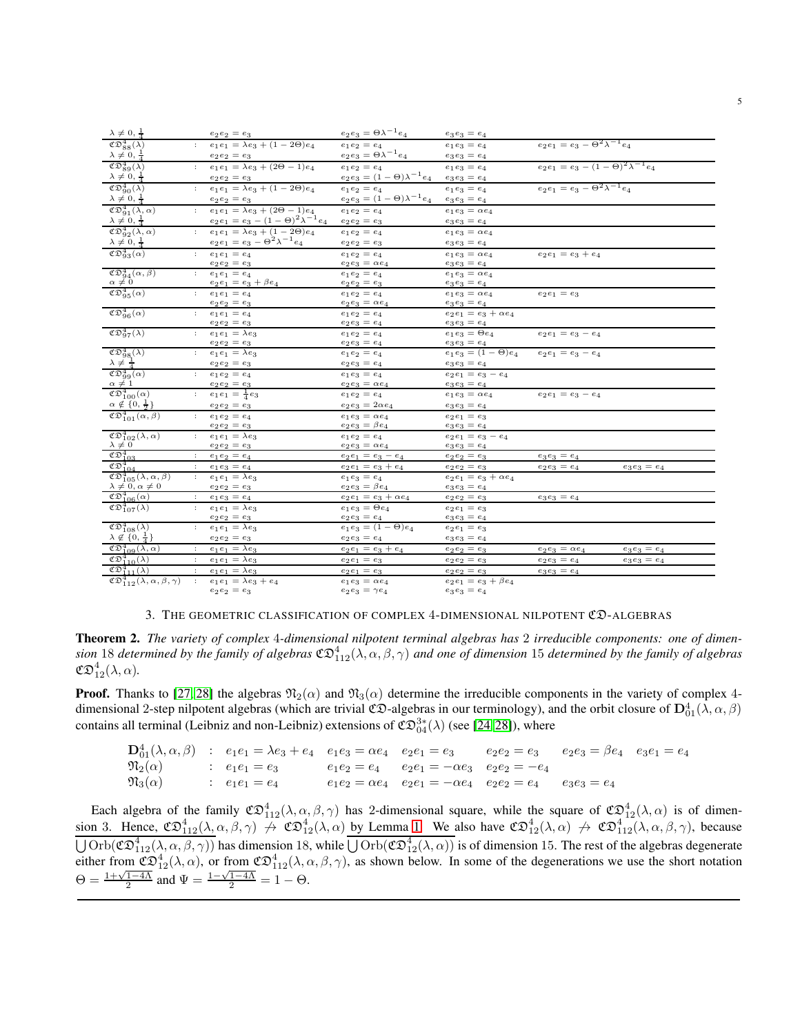| | | | | | | |
|---|---|---|---|---|---|---|
| $\lambda \neq 0, \frac{1}{4}$ | | $e_2e_2 = e_3$ | $e_2e_3 = \Theta\lambda^{-1}e_4$ | $e_3e_3 = e_4$ | | |
| $\mathfrak{CD}^4_{88}(\lambda)$ | : | $e_1e_1 = \lambda e_3 + (1-2\Theta)e_4$ | $e_1e_2 = e_4$ | $e_1e_3 = e_4$ | $e_2e_1 = e_3 - \Theta^2\lambda^{-1}e_4$ | |
| $\lambda \neq 0, \frac{1}{4}$ | | $e_2e_2 = e_3$ | $e_2e_3 = \Theta\lambda^{-1}e_4$ | $e_3e_3 = e_4$ | | |
| $\mathfrak{CD}^4_{89}(\lambda)$ | : | $e_1e_1 = \lambda e_3 + (2\Theta-1)e_4$ | $e_1e_2 = e_4$ | $e_1e_3 = e_4$ | $e_2e_1 = e_3 - (1-\Theta)^2\lambda^{-1}e_4$ | |
| $\lambda \neq 0, \frac{1}{4}$ | | $e_2e_2 = e_3$ | $e_2e_3 = (1-\Theta)\lambda^{-1}e_4$ | $e_3e_3 = e_4$ | | |
| $\mathfrak{CD}^4_{90}(\lambda)$ | : | $e_1e_1 = \lambda e_3 + (1-2\Theta)e_4$ | $e_1e_2 = e_4$ | $e_1e_3 = e_4$ | $e_2e_1 = e_3 - \Theta^2\lambda^{-1}e_4$ | |
| $\lambda \neq 0, \frac{1}{4}$ | | $e_2e_2 = e_3$ | $e_2e_3 = (1-\Theta)\lambda^{-1}e_4$ | $e_3e_3 = e_4$ | | |
| $\mathfrak{CD}^4_{91}(\lambda,\alpha)$ | : | $e_1e_1 = \lambda e_3 + (2\Theta-1)e_4$ | $e_1e_2 = e_4$ | $e_1e_3 = \alpha e_4$ | | |
| $\lambda \neq 0, \frac{1}{4}$ | | $e_2e_1 = e_3 - (1-\Theta)^2\lambda^{-1}e_4$ | $e_2e_2 = e_3$ | $e_3e_3 = e_4$ | | |
| $\mathfrak{CD}^4_{92}(\lambda,\alpha)$ | : | $e_1e_1 = \lambda e_3 + (1-2\Theta)e_4$ | $e_1e_2 = e_4$ | $e_1e_3 = \alpha e_4$ | | |
| $\lambda \neq 0, \frac{1}{4}$ | | $e_2e_1 = e_3 - \Theta^2\lambda^{-1}e_4$ | $e_2e_2 = e_3$ | $e_3e_3 = e_4$ | | |
| $\mathfrak{CD}^4_{93}(\alpha)$ | : | $e_1e_1 = e_4$ | $e_1e_2 = e_4$ | $e_1e_3 = \alpha e_4$ | $e_2e_1 = e_3 + e_4$ | |
| | | $e_2e_2 = e_3$ | $e_2e_3 = \alpha e_4$ | $e_3e_3 = e_4$ | | |
| $\mathfrak{CD}^4_{94}(\alpha,\beta)$ | : | $e_1e_1 = e_4$ | $e_1e_2 = e_4$ | $e_1e_3 = \alpha e_4$ | | |
| $\alpha \neq 0$ | | $e_2e_1 = e_3 + \beta e_4$ | $e_2e_2 = e_3$ | $e_3e_3 = e_4$ | | |
| $\mathfrak{CD}^4_{95}(\alpha)$ | : | $e_1e_1 = e_4$ | $e_1e_2 = e_4$ | $e_1e_3 = \alpha e_4$ | $e_2e_1 = e_3$ | |
| | | $e_2e_2 = e_3$ | $e_2e_3 = \alpha e_4$ | $e_3e_3 = e_4$ | | |
| $\mathfrak{CD}^4_{96}(\alpha)$ | : | $e_1e_1 = e_4$ | $e_1e_2 = e_4$ | $e_2e_1 = e_3 + \alpha e_4$ | | |
| | | $e_2e_2 = e_3$ | $e_2e_3 = e_4$ | $e_3e_3 = e_4$ | | |
| $\mathfrak{CD}^4_{97}(\lambda)$ | : | $e_1e_1 = \lambda e_3$ | $e_1e_2 = e_4$ | $e_1e_3 = \Theta e_4$ | $e_2e_1 = e_3 - e_4$ | |
| | | $e_2e_2 = e_3$ | $e_2e_3 = e_4$ | $e_3e_3 = e_4$ | | |
| $\mathfrak{CD}^4_{98}(\lambda)$ | : | $e_1e_1 = \lambda e_3$ | $e_1e_2 = e_4$ | $e_1e_3 = (1-\Theta)e_4$ | $e_2e_1 = e_3 - e_4$ | |
| $\lambda \neq \frac{1}{4}$ | | $e_2e_2 = e_3$ | $e_2e_3 = e_4$ | $e_3e_3 = e_4$ | | |
| $\mathfrak{CD}^4_{99}(\alpha)$ | : | $e_1e_2 = e_4$ | $e_1e_3 = e_4$ | $e_2e_1 = e_3 - e_4$ | | |
| $\alpha \neq 1$ | | $e_2e_2 = e_3$ | $e_2e_3 = \alpha e_4$ | $e_3e_3 = e_4$ | | |
| $\mathfrak{CD}^4_{100}(\alpha)$ | : | $e_1e_1 = \frac{1}{4}e_3$ | $e_1e_2 = e_4$ | $e_1e_3 = \alpha e_4$ | $e_2e_1 = e_3 - e_4$ | |
| $\alpha \notin \{0, \frac{1}{2}\}$ | | $e_2e_2 = e_3$ | $e_2e_3 = 2\alpha e_4$ | $e_3e_3 = e_4$ | | |
| $\mathfrak{CD}^4_{101}(\alpha,\beta)$ | : | $e_1e_2 = e_4$ | $e_1e_3 = \alpha e_4$ | $e_2e_1 = e_3$ | | |
| | | $e_2e_2 = e_3$ | $e_2e_3 = \beta e_4$ | $e_3e_3 = e_4$ | | |
| $\mathfrak{CD}^4_{102}(\lambda,\alpha)$ | : | $e_1e_1 = \lambda e_3$ | $e_1e_2 = e_4$ | $e_2e_1 = e_3 - e_4$ | | |
| $\lambda \neq 0$ | | $e_2e_2 = e_3$ | $e_2e_3 = \alpha e_4$ | $e_3e_3 = e_4$ | | |
| $\mathfrak{CD}^4_{103}$ | : | $e_1e_2 = e_4$ | $e_2e_1 = e_3 - e_4$ | $e_2e_2 = e_3$ | $e_3e_3 = e_4$ | |
| $\mathfrak{CD}^4_{104}$ | : | $e_1e_3 = e_4$ | $e_2e_1 = e_3 + e_4$ | $e_2e_2 = e_3$ | $e_2e_3 = e_4$ | $e_3e_3 = e_4$ |
| $\mathfrak{CD}^4_{105}(\lambda,\alpha,\beta)$ | : | $e_1e_1 = \lambda e_3$ | $e_1e_3 = e_4$ | $e_2e_1 = e_3 + \alpha e_4$ | | |
| $\lambda \neq 0, \alpha \neq 0$ | | $e_2e_2 = e_3$ | $e_2e_3 = \beta e_4$ | $e_3e_3 = e_4$ | | |
| $\mathfrak{CD}^4_{106}(\alpha)$ | : | $e_1e_3 = e_4$ | $e_2e_1 = e_3 + \alpha e_4$ | $e_2e_2 = e_3$ | $e_3e_3 = e_4$ | |
| $\mathfrak{CD}^4_{107}(\lambda)$ | : | $e_1e_1 = \lambda e_3$ | $e_1e_3 = \Theta e_4$ | $e_2e_1 = e_3$ | | |
| | | $e_2e_2 = e_3$ | $e_2e_3 = e_4$ | $e_3e_3 = e_4$ | | |
| $\mathfrak{CD}^4_{108}(\lambda)$ | : | $e_1e_1 = \lambda e_3$ | $e_1e_3 = (1-\Theta)e_4$ | $e_2e_1 = e_3$ | | |
| $\lambda \notin \{0, \frac{1}{4}\}$ | | $e_2e_2 = e_3$ | $e_2e_3 = e_4$ | $e_3e_3 = e_4$ | | |
| $\mathfrak{CD}^4_{109}(\lambda,\alpha)$ | : | $e_1e_1 = \lambda e_3$ | $e_2e_1 = e_3 + e_4$ | $e_2e_2 = e_3$ | $e_2e_3 = \alpha e_4$ | $e_3e_3 = e_4$ |
| $\mathfrak{CD}^4_{110}(\lambda)$ | : | $e_1e_1 = \lambda e_3$ | $e_2e_1 = e_3$ | $e_2e_2 = e_3$ | $e_2e_3 = e_4$ | $e_3e_3 = e_4$ |
| $\mathfrak{CD}^4_{111}(\lambda)$ | : | $e_1e_1 = \lambda e_3$ | $e_2e_1 = e_3$ | $e_2e_2 = e_3$ | $e_3e_3 = e_4$ | |
| $\mathfrak{CD}^4_{112}(\lambda,\alpha,\beta,\gamma)$ | : | $e_1e_1 = \lambda e_3 + e_4$ | $e_1e_3 = \alpha e_4$ | $e_2e_1 = e_3 + \beta e_4$ | | |
| | | $e_2e_2 = e_3$ | $e_2e_3 = \gamma e_4$ | $e_3e_3 = e_4$ | | |

## 3. The geometric classification of complex 4-dimensional nilpotent $\mathfrak{CD}$-algebras

**Theorem 2.** *The variety of complex 4-dimensional nilpotent terminal algebras has 2 irreducible components: one of dimension 18 determined by the family of algebras $\mathfrak{CD}^4_{112}(\lambda,\alpha,\beta,\gamma)$ and one of dimension 15 determined by the family of algebras $\mathfrak{CD}^4_{12}(\lambda,\alpha)$.*

**Proof.** Thanks to [27, 28] the algebras $\mathfrak{N}_2(\alpha)$ and $\mathfrak{N}_3(\alpha)$ determine the irreducible components in the variety of complex 4-dimensional 2-step nilpotent algebras (which are trivial $\mathfrak{CD}$-algebras in our terminology), and the orbit closure of $\mathbf{D}^4_{01}(\lambda,\alpha,\beta)$ contains all terminal (Leibniz and non-Leibniz) extensions of $\mathfrak{CD}^{3*}_{04}(\lambda)$ (see [24, 28]), where

$$
\begin{array}{lllllll}
\mathbf{D}^4_{01}(\lambda,\alpha,\beta) & : & e_1e_1 = \lambda e_3 + e_4 & e_1e_3 = \alpha e_4 & e_2e_1 = e_3 & e_2e_2 = e_3 & e_2e_3 = \beta e_4 \quad e_3e_1 = e_4 \\
\mathfrak{N}_2(\alpha) & : & e_1e_1 = e_3 & e_1e_2 = e_4 & e_2e_1 = -\alpha e_3 & e_2e_2 = -e_4 & \\
\mathfrak{N}_3(\alpha) & : & e_1e_1 = e_4 & e_1e_2 = \alpha e_4 & e_2e_1 = -\alpha e_4 & e_2e_2 = e_4 & e_3e_3 = e_4
\end{array}
$$

Each algebra of the family $\mathfrak{CD}^4_{112}(\lambda,\alpha,\beta,\gamma)$ has 2-dimensional square, while the square of $\mathfrak{CD}^4_{12}(\lambda,\alpha)$ is of dimension 3. Hence, $\mathfrak{CD}^4_{112}(\lambda,\alpha,\beta,\gamma) \not\to \mathfrak{CD}^4_{12}(\lambda,\alpha)$ by Lemma 1. We also have $\mathfrak{CD}^4_{12}(\lambda,\alpha) \not\to \mathfrak{CD}^4_{112}(\lambda,\alpha,\beta,\gamma)$, because $\overline{\bigcup \mathrm{Orb}(\mathfrak{CD}^4_{112}(\lambda,\alpha,\beta,\gamma))}$ has dimension 18, while $\overline{\bigcup \mathrm{Orb}(\mathfrak{CD}^4_{12}(\lambda,\alpha))}$ is of dimension 15. The rest of the algebras degenerate either from $\mathfrak{CD}^4_{12}(\lambda,\alpha)$, or from $\mathfrak{CD}^4_{112}(\lambda,\alpha,\beta,\gamma)$, as shown below. In some of the degenerations we use the short notation $\Theta = \frac{1+\sqrt{1-4\Lambda}}{2}$ and $\Psi = \frac{1-\sqrt{1-4\Lambda}}{2} = 1-\Theta$.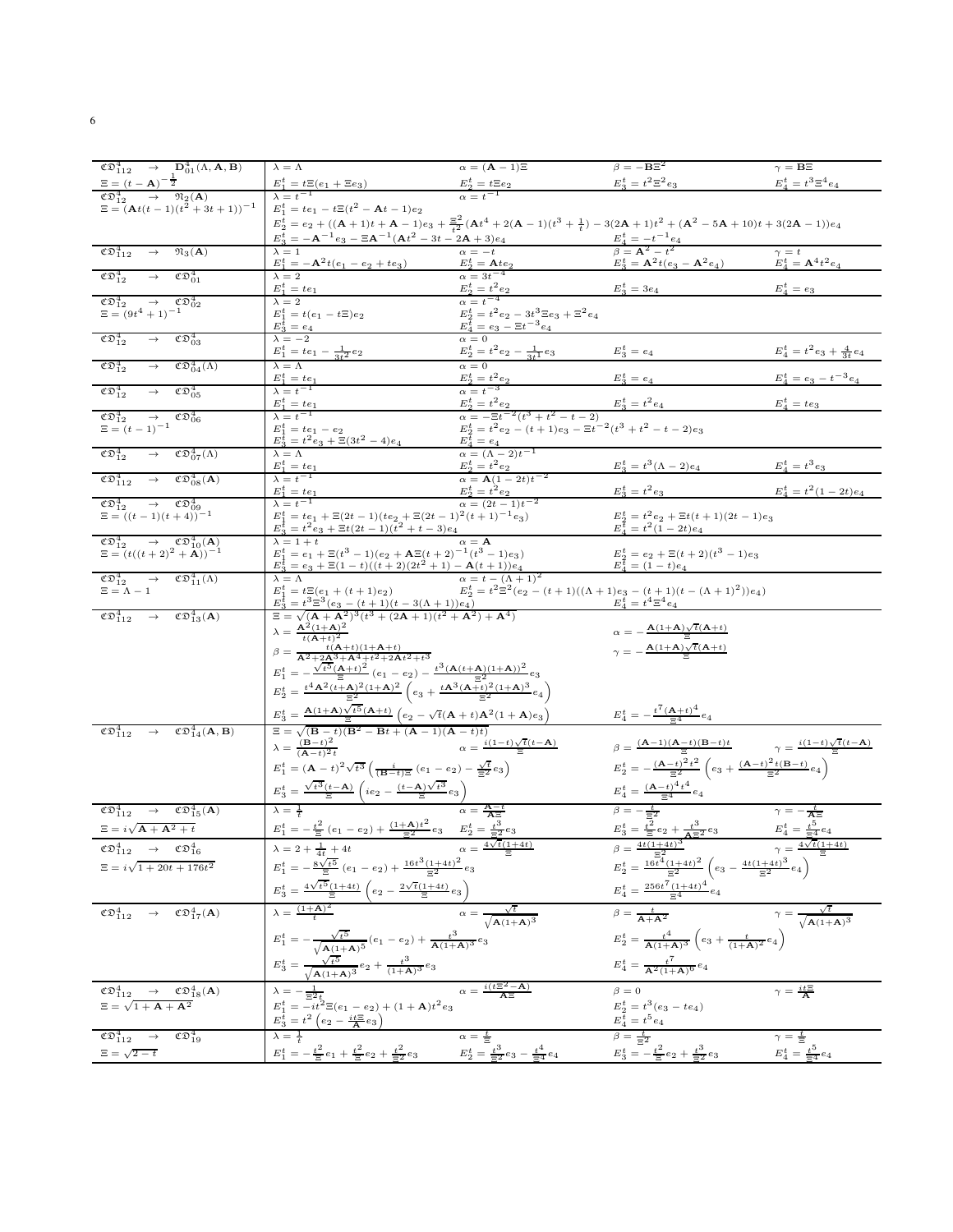| | | | | |
|---|---|---|---|---|
| $\mathfrak{CD}^4_{112} \to \mathbf{D}^4_{01}(\Lambda,\mathbf{A},\mathbf{B})$<br>$\Xi=(t-\mathbf{A})^{-\frac{1}{2}}$ | $\lambda=\Lambda$<br>$E^t_1=t\Xi(e_1+\Xi e_3)$ | $\alpha=(\mathbf{A}-1)\Xi$<br>$E^t_2=t\Xi e_2$ | $\beta=-\mathbf{B}\Xi^2$<br>$E^t_3=t^2\Xi^2 e_3$ | $\gamma=\mathbf{B}\Xi$<br>$E^t_4=t^3\Xi^4 e_4$ |
| $\mathfrak{CD}^4_{12} \to \mathfrak{N}_2(\mathbf{A})$<br>$\Xi=(\mathbf{A}t(t-1)(t^2+3t+1))^{-1}$ | $\lambda=t^{-1}$<br>$E^t_1=te_1-t\Xi(t^2-\mathbf{A}t-1)e_2$<br>$E^t_2=e_2+((\mathbf{A}+1)t+\mathbf{A}-1)e_3+\frac{\Xi^2}{t^2}(\mathbf{A}t^4+2(\mathbf{A}-1)(t^3+\frac{1}{t})-3(2\mathbf{A}+1)t^2+(\mathbf{A}^2-5\mathbf{A}+10)t+3(2\mathbf{A}-1))e_4$<br>$E^t_3=-\mathbf{A}^{-1}e_3-\Xi\mathbf{A}^{-1}(\mathbf{A}t^2-3t-2\mathbf{A}+3)e_4$ | $\alpha=t^{-1}$ | $E^t_4=-t^{-1}e_4$ | |
| $\mathfrak{CD}^4_{112} \to \mathfrak{N}_3(\mathbf{A})$ | $\lambda=1$<br>$E^t_1=-\mathbf{A}^2t(e_1-e_2+te_3)$ | $\alpha=-t$<br>$E^t_2=\mathbf{A}te_2$ | $\beta=\mathbf{A}^2-t^2$<br>$E^t_3=\mathbf{A}^2t(e_3-\mathbf{A}^2e_4)$ | $\gamma=t$<br>$E^t_4=\mathbf{A}^4t^2e_4$ |
| $\mathfrak{CD}^4_{12} \to \mathfrak{CD}^4_{01}$ | $\lambda=2$<br>$E^t_1=te_1$ | $\alpha=3t^{-4}$<br>$E^t_2=t^2e_2$ | $E^t_3=3e_4$ | $E^t_4=e_3$ |
| $\mathfrak{CD}^4_{12} \to \mathfrak{CD}^4_{02}$<br>$\Xi=(9t^4+1)^{-1}$ | $\lambda=2$<br>$E^t_1=t(e_1-t\Xi)e_2$<br>$E^t_3=e_4$ | $\alpha=t^{-4}$<br>$E^t_2=t^2e_2-3t^3\Xi e_3+\Xi^2e_4$<br>$E^t_4=e_3-\Xi t^{-3}e_4$ | | |
| $\mathfrak{CD}^4_{12} \to \mathfrak{CD}^4_{03}$ | $\lambda=-2$<br>$E^t_1=te_1-\frac{1}{3t^2}e_2$ | $\alpha=0$<br>$E^t_2=t^2e_2-\frac{1}{3t}e_3$ | $E^t_3=e_4$ | $E^t_4=t^2e_3+\frac{4}{3t}e_4$ |
| $\mathfrak{CD}^4_{12} \to \mathfrak{CD}^4_{04}(\Lambda)$ | $\lambda=\Lambda$<br>$E^t_1=te_1$ | $\alpha=0$<br>$E^t_2=t^2e_2$ | $E^t_3=e_4$ | $E^t_4=e_3-t^{-3}e_4$ |
| $\mathfrak{CD}^4_{12} \to \mathfrak{CD}^4_{05}$ | $\lambda=t^{-1}$<br>$E^t_1=te_1$ | $\alpha=t^{-3}$<br>$E^t_2=t^2e_2$ | $E^t_3=t^2e_4$ | $E^t_4=te_3$ |
| $\mathfrak{CD}^4_{12} \to \mathfrak{CD}^4_{06}$<br>$\Xi=(t-1)^{-1}$ | $\lambda=t^{-1}$<br>$E^t_1=te_1-e_2$<br>$E^t_3=t^2e_3+\Xi(3t^2-4)e_4$ | $\alpha=-\Xi t^{-2}(t^3+t^2-t-2)$<br>$E^t_2=t^2e_2-(t+1)e_3-\Xi t^{-2}(t^3+t^2-t-2)e_3$<br>$E^t_4=e_4$ | | |
| $\mathfrak{CD}^4_{12} \to \mathfrak{CD}^4_{07}(\Lambda)$ | $\lambda=\Lambda$<br>$E^t_1=te_1$ | $\alpha=(\Lambda-2)t^{-1}$<br>$E^t_2=t^2e_2$ | $E^t_3=t^3(\Lambda-2)e_4$ | $E^t_4=t^3e_3$ |
| $\mathfrak{CD}^4_{112} \to \mathfrak{CD}^4_{08}(\mathbf{A})$ | $\lambda=t^{-1}$<br>$E^t_1=te_1$ | $\alpha=\mathbf{A}(1-2t)t^{-2}$<br>$E^t_2=t^2e_2$ | $E^t_3=t^2e_3$ | $E^t_4=t^2(1-2t)e_4$ |
| $\mathfrak{CD}^4_{12} \to \mathfrak{CD}^4_{09}$<br>$\Xi=((t-1)(t+4))^{-1}$ | $\lambda=t^{-1}$<br>$E^t_1=te_1+\Xi(2t-1)(te_2+\Xi(2t-1)^2(t+1)^{-1}e_3)$<br>$E^t_3=t^2e_3+\Xi t(2t-1)(t^2+t-3)e_4$ | $\alpha=(2t-1)t^{-2}$ | $E^t_2=t^2e_2+\Xi t(t+1)(2t-1)e_3$<br>$E^t_4=t^2(1-2t)e_4$ | |
| $\mathfrak{CD}^4_{12} \to \mathfrak{CD}^4_{10}(\mathbf{A})$<br>$\Xi=(t((t+2)^2+\mathbf{A}))^{-1}$ | $\lambda=1+t$<br>$E^t_1=e_1+\Xi(t^3-1)(e_2+\mathbf{A}\Xi(t+2)^{-1}(t^3-1)e_3)$<br>$E^t_3=e_3+\Xi(1-t)((t+2)(2t^2+1)-\mathbf{A}(t+1))e_4$ | $\alpha=\mathbf{A}$ | $E^t_2=e_2+\Xi(t+2)(t^3-1)e_3$<br>$E^t_4=(1-t)e_4$ | |
| $\mathfrak{CD}^4_{12} \to \mathfrak{CD}^4_{11}(\Lambda)$<br>$\Xi=\Lambda-1$ | $\lambda=\Lambda$<br>$E^t_1=t\Xi(e_1+(t+1)e_2)$<br>$E^t_3=t^3\Xi^3(e_3-(t+1)(t-3(\Lambda+1))e_4)$ | $\alpha=t-(\Lambda+1)^2$<br>$E^t_2=t^2\Xi^2(e_2-(t+1)((\Lambda+1)e_3-(t+1)(t-(\Lambda+1)^2))e_4)$ | $E^t_4=t^4\Xi^4e_4$ | |
| $\mathfrak{CD}^4_{112} \to \mathfrak{CD}^4_{13}(\mathbf{A})$ | $\Xi=\sqrt{(\mathbf{A}+\mathbf{A}^2)^3(t^3+(2\mathbf{A}+1)(t^2+\mathbf{A}^2)+\mathbf{A}^4)}$<br>$\lambda=\frac{\mathbf{A}^2(1+\mathbf{A})^2}{t(\mathbf{A}+t)^2}$<br>$\beta=\frac{t(\mathbf{A}+t)(1+\mathbf{A}+t)}{\mathbf{A}^2+2\mathbf{A}^3+\mathbf{A}^4+t^2+2\mathbf{A}t^2+t^3}$<br>$E^t_1=-\frac{\sqrt{t^5}(\mathbf{A}+t)^2}{\Xi}(e_1-e_2)-\frac{t^3(\mathbf{A}(t+\mathbf{A})(1+\mathbf{A}))^2}{\Xi^2}e_3$<br>$E^t_2=\frac{t^4\mathbf{A}^2(t+\mathbf{A})^2(1+\mathbf{A})^2}{\Xi^2}\left(e_3+\frac{t\mathbf{A}^3(\mathbf{A}+t)^2(1+\mathbf{A})^3}{\Xi^2}e_4\right)$<br>$E^t_3=\frac{\mathbf{A}(1+\mathbf{A})\sqrt{t^5}(\mathbf{A}+t)}{\Xi}\left(e_2-\sqrt{t}(\mathbf{A}+t)\mathbf{A}^2(1+\mathbf{A})e_3\right)$ | | $\alpha=-\frac{\mathbf{A}(1+\mathbf{A})\sqrt{t}(\mathbf{A}+t)}{\Xi}$<br>$\gamma=-\frac{\mathbf{A}(1+\mathbf{A})\sqrt{t}(\mathbf{A}+t)}{\Xi}$<br>$E^t_4=-\frac{t^7(\mathbf{A}+t)^4}{\Xi^4}e_4$ | |
| $\mathfrak{CD}^4_{112} \to \mathfrak{CD}^4_{14}(\mathbf{A},\mathbf{B})$ | $\Xi=\sqrt{(\mathbf{B}-t)(\mathbf{B}^2-\mathbf{B}t+(\mathbf{A}-1)(\mathbf{A}-t)t)}$<br>$\lambda=\frac{(\mathbf{B}-t)^2}{(\mathbf{A}-t)^2t}$<br>$E^t_1=(\mathbf{A}-t)^2\sqrt{t^3}\left(\frac{i}{(\mathbf{B}-t)\Xi}(e_1-e_2)-\frac{\sqrt{t}}{\Xi^2}e_3\right)$<br>$E^t_3=\frac{\sqrt{t^3}(t-\mathbf{A})}{\Xi}\left(ie_2-\frac{(t-\mathbf{A})\sqrt{t^3}}{\Xi}e_3\right)$ | $\alpha=\frac{i(1-t)\sqrt{t}(t-\mathbf{A})}{\Xi}$ | $\beta=\frac{(\mathbf{A}-1)(\mathbf{A}-t)(\mathbf{B}-t)t}{\Xi}$<br>$E^t_2=-\frac{(\mathbf{A}-t)^2t^2}{\Xi^2}\left(e_3+\frac{(\mathbf{A}-t)^2t(\mathbf{B}-t)}{\Xi^2}e_4\right)$<br>$E^t_4=\frac{(\mathbf{A}-t)^4t^4}{\Xi^4}e_4$ | $\gamma=\frac{i(1-t)\sqrt{t}(t-\mathbf{A})}{\Xi}$ |
| $\mathfrak{CD}^4_{112} \to \mathfrak{CD}^4_{15}(\mathbf{A})$<br>$\Xi=i\sqrt{\mathbf{A}+\mathbf{A}^2+t}$ | $\lambda=\frac{1}{t}$<br>$E^t_1=-\frac{t^2}{\Xi}(e_1-e_2)+\frac{(1+\mathbf{A})t^2}{\Xi^2}e_3$ | $\alpha=\frac{\mathbf{A}-t}{\mathbf{A}\Xi}$<br>$E^t_2=\frac{t^3}{\Xi^2}e_3$ | $\beta=-\frac{t}{\Xi^2}$<br>$E^t_3=\frac{t^2}{\Xi}e_2+\frac{t^3}{\mathbf{A}\Xi^2}e_3$ | $\gamma=-\frac{t}{\mathbf{A}\Xi}$<br>$E^t_4=\frac{t^5}{\Xi^4}e_4$ |
| $\mathfrak{CD}^4_{112} \to \mathfrak{CD}^4_{16}$<br>$\Xi=i\sqrt{1+20t+176t^2}$ | $\lambda=2+\frac{1}{4t}+4t$<br>$E^t_1=-\frac{8\sqrt{t^5}}{\Xi}(e_1-e_2)+\frac{16t^3(1+4t)^2}{\Xi^2}e_3$<br>$E^t_3=\frac{4\sqrt{t^5}(1+4t)}{\Xi}\left(e_2-\frac{2\sqrt{t}(1+4t)}{\Xi}e_3\right)$ | $\alpha=\frac{4\sqrt{t}(1+4t)}{\Xi}$ | $\beta=\frac{4t(1+4t)^3}{\Xi^2}$<br>$E^t_2=\frac{16t^4(1+4t)^2}{\Xi^2}\left(e_3-\frac{4t(1+4t)^3}{\Xi^2}e_4\right)$<br>$E^t_4=\frac{256t^7(1+4t)^4}{\Xi^4}e_4$ | $\gamma=\frac{4\sqrt{t}(1+4t)}{\Xi}$ |
| $\mathfrak{CD}^4_{112} \to \mathfrak{CD}^4_{17}(\mathbf{A})$ | $\lambda=\frac{(1+\mathbf{A})^2}{t}$<br>$E^t_1=-\frac{\sqrt{t^5}}{\sqrt{\mathbf{A}(1+\mathbf{A})^5}}(e_1-e_2)+\frac{t^3}{\mathbf{A}(1+\mathbf{A})^3}e_3$<br>$E^t_3=\frac{\sqrt{t^5}}{\sqrt{\mathbf{A}(1+\mathbf{A})^3}}e_2+\frac{t^3}{(1+\mathbf{A})^3}e_3$ | $\alpha=\frac{\sqrt{t}}{\sqrt{\mathbf{A}(1+\mathbf{A})^3}}$ | $\beta=\frac{t}{\mathbf{A}+\mathbf{A}^2}$<br>$E^t_2=\frac{t^4}{\mathbf{A}(1+\mathbf{A})^3}\left(e_3+\frac{t}{(1+\mathbf{A})^2}e_4\right)$<br>$E^t_4=\frac{t^7}{\mathbf{A}^2(1+\mathbf{A})^6}e_4$ | $\gamma=\frac{\sqrt{t}}{\sqrt{\mathbf{A}(1+\mathbf{A})^3}}$ |
| $\mathfrak{CD}^4_{112} \to \mathfrak{CD}^4_{18}(\mathbf{A})$<br>$\Xi=\sqrt{1+\mathbf{A}+\mathbf{A}^2}$ | $\lambda=-\frac{1}{\Xi^2t}$<br>$E^t_1=-it^2\Xi(e_1-e_2)+(1+\mathbf{A})t^2e_3$<br>$E^t_3=t^2\left(e_2-\frac{it\Xi}{\mathbf{A}}e_3\right)$ | $\alpha=\frac{i(t\Xi^2-\mathbf{A})}{\mathbf{A}\Xi}$ | $\beta=0$<br>$E^t_2=t^3(e_3-te_4)$<br>$E^t_4=t^5e_4$ | $\gamma=\frac{it\Xi}{\mathbf{A}}$ |
| $\mathfrak{CD}^4_{112} \to \mathfrak{CD}^4_{19}$<br>$\Xi=\sqrt{2-t}$ | $\lambda=\frac{1}{t}$<br>$E^t_1=-\frac{t^2}{\Xi}e_1+\frac{t^2}{\Xi}e_2+\frac{t^2}{\Xi^2}e_3$ | $\alpha=\frac{t}{\Xi}$<br>$E^t_2=\frac{t^3}{\Xi^2}e_3-\frac{t^4}{\Xi^4}e_4$ | $\beta=\frac{t}{\Xi^2}$<br>$E^t_3=-\frac{t^2}{\Xi}e_2+\frac{t^3}{\Xi^2}e_3$ | $\gamma=\frac{t}{\Xi}$<br>$E^t_4=\frac{t^5}{\Xi^4}e_4$ |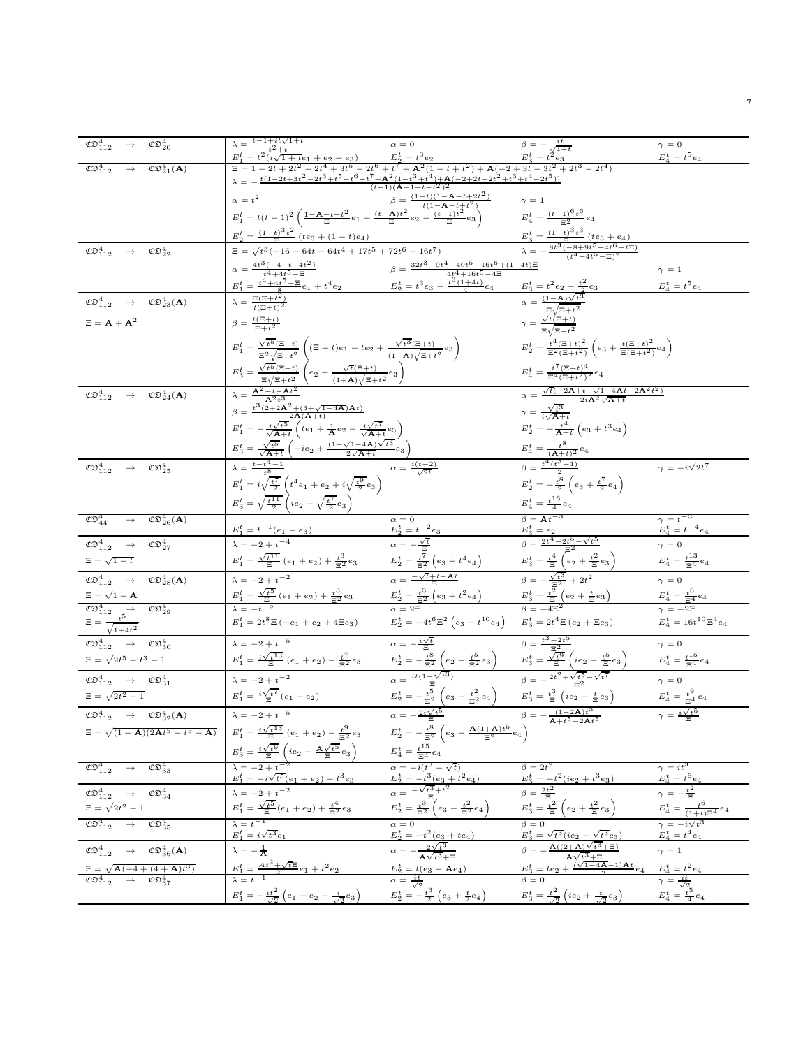| | | | | |
|---|---|---|---|---|
| $\mathfrak{CD}^4_{112} \to \mathfrak{CD}^4_{20}$ | $\lambda = \frac{t-1+it\sqrt{1+t}}{t^2+t}$ | $\alpha = 0$ | $\beta = -\frac{it}{\sqrt{1+t}}$ | $\gamma = 0$ |
| | $E^t_1 = t^2(i\sqrt{1+t}e_1 + e_2 + e_3)$ | $E^t_2 = t^3 e_2$ | $E^t_3 = t^2 e_3$ | $E^t_4 = t^5 e_4$ |
| $\mathfrak{CD}^4_{112} \to \mathfrak{CD}^4_{21}(\mathbf{A})$ | $\Xi = 1 - 2t + 2t^2 - 2t^4 + 3t^5 - 2t^6 + t^7 + \mathbf{A}^2(1-t+t^2) + \mathbf{A}(-2+3t-3t^2+2t^3-2t^4)$ | | | |
| | $\lambda = -\frac{t(1-2t+3t^2-2t^3+t^5-t^6+t^7+\mathbf{A}^2(1-t^3+t^4)+\mathbf{A}(-2+2t-2t^2+t^3+t^4-2t^5))}{(t-1)(\mathbf{A}-1+t-t^2)^2}$ | | | |
| | $\alpha = t^2$ | $\beta = \frac{(1-t)(1-\mathbf{A}-t+2t^2)}{t(1-\mathbf{A}-t+t^2)}$ | $\gamma = 1$ | |
| | $E^t_1 = t(t-1)^2\left(\frac{1-\mathbf{A}-t+t^2}{\Xi}e_1 + \frac{(t-\mathbf{A})t^2}{\Xi}e_2 - \frac{(t-1)t^2}{\Xi}e_3\right)$ | | $E^t_4 = \frac{(t-1)^6t^6}{\Xi^2}e_4$ | |
| | $E^t_2 = \frac{(1-t)^3t^2}{\Xi}(te_3 + (1-t)e_4)$ | | $E^t_3 = \frac{(1-t)^3t^3}{\Xi}(te_3 + e_4)$ | |
| $\mathfrak{CD}^4_{112} \to \mathfrak{CD}^4_{22}$ | $\Xi = \sqrt{t^3(-16-64t-64t^4+17t^5+72t^6+16t^7)}$ | | $\lambda = -\frac{8t^3(-8+9t^5+4t^6-t\Xi)}{(t^4+4t^5-\Xi)^2}$ | |
| | $\alpha = \frac{4t^3(-4-t+4t^2)}{t^4+4t^5-\Xi}$ | $\beta = \frac{32t^3-9t^4-40t^5-16t^6+(1+4t)\Xi}{4t^4+16t^5-4\Xi}$ | | $\gamma = 1$ |
| | $E^t_1 = \frac{t^4+4t^5-\Xi}{8}e_1 + t^4e_2$ | $E^t_2 = t^3e_3 - \frac{t^3(1+4t)}{4}e_4$ | $E^t_3 = t^2e_2 - \frac{t^2}{2}e_3$ | $E^t_4 = t^5e_4$ |
| $\mathfrak{CD}^4_{112} \to \mathfrak{CD}^4_{23}(\mathbf{A})$ | $\lambda = \frac{\Xi(\Xi+t^2)}{t(\Xi+t)^2}$ | | $\alpha = \frac{(1-\mathbf{A})\sqrt{t^3}}{\Xi\sqrt{\Xi+t^2}}$ | |
| $\Xi = \mathbf{A} + \mathbf{A}^2$ | $\beta = \frac{t(\Xi+t)}{\Xi+t^2}$ | | $\gamma = \frac{\sqrt{t}(\Xi+t)}{\Xi\sqrt{\Xi+t^2}}$ | |
| | $E^t_1 = \frac{\sqrt{t^5}(\Xi+t)}{\Xi^2\sqrt{\Xi+t^2}}\left((\Xi+t)e_1 - te_2 + \frac{\sqrt{t^3}(\Xi+t)}{(1+\mathbf{A})\sqrt{\Xi+t^2}}e_3\right)$ | | $E^t_2 = \frac{t^4(\Xi+t)^2}{\Xi^2(\Xi+t^2)}\left(e_3 + \frac{t(\Xi+t)^2}{\Xi(\Xi+t^2)}e_4\right)$ | |
| | $E^t_3 = \frac{\sqrt{t^5}(\Xi+t)}{\Xi\sqrt{\Xi+t^2}}\left(e_2 + \frac{\sqrt{t}(\Xi+t)}{(1+\mathbf{A})\sqrt{\Xi+t^2}}e_3\right)$ | | $E^t_4 = \frac{t^7(\Xi+t)^4}{\Xi^4(\Xi+t^2)^2}e_4$ | |
| $\mathfrak{CD}^4_{112} \to \mathfrak{CD}^4_{24}(\mathbf{A})$ | $\lambda = \frac{\mathbf{A}^2-t-\mathbf{A}t^2}{\mathbf{A}^2t^3}$ | | $\alpha = \frac{\sqrt{t}(-2\mathbf{A}+t+\sqrt{1-4\mathbf{A}}t-2\mathbf{A}^2t^2)}{2i\mathbf{A}^2\sqrt{\mathbf{A}+t}}$ | |
| | $\beta = \frac{t^3(2+2\mathbf{A}^2+(3+\sqrt{1-4\mathbf{A}})\mathbf{A}t)}{2\mathbf{A}(\mathbf{A}+t)}$ | | $\gamma = \frac{\sqrt{t^3}}{i\sqrt{\mathbf{A}+t}}$ | |
| | $E^t_1 = -\frac{i\sqrt{t^5}}{\sqrt{\mathbf{A}+t}}\left(te_1 + \frac{1}{\mathbf{A}}e_2 - \frac{i\sqrt{t^7}}{\sqrt{\mathbf{A}+t}}e_3\right)$ | | $E^t_2 = -\frac{t^4}{\mathbf{A}+t}\left(e_3 + t^3e_4\right)$ | |
| | $E^t_3 = \frac{\sqrt{t^5}}{\sqrt{\mathbf{A}+t}}\left(-ie_2 + \frac{(1-\sqrt{1-4\mathbf{A}})\sqrt{t^3}}{2\sqrt{\mathbf{A}+t}}e_3\right)$ | | $E^t_4 = \frac{t^8}{(\mathbf{A}+t)^2}e_4$ | |
| $\mathfrak{CD}^4_{112} \to \mathfrak{CD}^4_{25}$ | $\lambda = \frac{t-t^4-1}{t^8}$ | $\alpha = \frac{i(t-2)}{\sqrt{2t}}$ | $\beta = \frac{t^4(t^3-1)}{2}$ | $\gamma = -i\sqrt{2t^7}$ |
| | $E^t_1 = i\sqrt{\frac{t^7}{2}}\left(t^4e_1 + e_2 + i\sqrt{\frac{t^9}{2}}e_3\right)$ | | $E^t_2 = -\frac{t^8}{2}\left(e_3 + \frac{t^7}{2}e_4\right)$ | |
| | $E^t_3 = \sqrt{\frac{t^{11}}{2}}\left(ie_2 - \sqrt{\frac{t^7}{2}}e_3\right)$ | | $E^t_4 = \frac{t^{16}}{4}e_4$ | |
| $\mathfrak{CD}^4_{44} \to \mathfrak{CD}^4_{26}(\mathbf{A})$ | | $\alpha = 0$ | $\beta = \mathbf{A}t^{-3}$ | $\gamma = t^{-3}$ |
| | $E^t_1 = t^{-1}(e_1 - e_3)$ | $E^t_2 = t^{-2}e_3$ | $E^t_3 = e_2$ | $E^t_4 = t^{-4}e_4$ |
| $\mathfrak{CD}^4_{112} \to \mathfrak{CD}^4_{27}$ | $\lambda = -2 + t^{-4}$ | $\alpha = -\frac{\sqrt{t}}{\Xi}$ | $\beta = \frac{2t^4-2t^5-\sqrt{t^5}}{\Xi^2}$ | $\gamma = 0$ |
| $\Xi = \sqrt{1-t}$ | $E^t_1 = \frac{\sqrt{t^{11}}}{\Xi}(e_1+e_2) + \frac{t^3}{\Xi^2}e_3$ | $E^t_2 = \frac{t^7}{\Xi^2}\left(e_3 + t^4e_4\right)$ | $E^t_3 = \frac{t^4}{\Xi}\left(e_2 + \frac{t^2}{\Xi}e_3\right)$ | $E^t_4 = \frac{t^{13}}{\Xi^4}e_4$ |
| $\mathfrak{CD}^4_{112} \to \mathfrak{CD}^4_{28}(\mathbf{A})$ | $\lambda = -2 + t^{-2}$ | $\alpha = \frac{-\sqrt{t}+t-\mathbf{A}t}{\Xi}$ | $\beta = -\frac{\sqrt{t^3}}{\Xi^2} + 2t^2$ | $\gamma = 0$ |
| $\Xi = \sqrt{1-\mathbf{A}}$ | $E^t_1 = \frac{\sqrt{t^5}}{\Xi}(e_1+e_2) + \frac{t^3}{\Xi^2}e_3$ | $E^t_2 = \frac{t^3}{\Xi^2}\left(e_3 + t^2e_4\right)$ | $E^t_3 = \frac{t^2}{\Xi}\left(e_2 + \frac{t}{\Xi}e_3\right)$ | $E^t_4 = \frac{t^6}{\Xi^4}e_4$ |
| $\mathfrak{CD}^4_{112} \to \mathfrak{CD}^4_{29}$ | $\lambda = -t^{-5}$ | $\alpha = 2\Xi$ | $\beta = -4\Xi^2$ | $\gamma = -2\Xi$ |
| $\Xi = \frac{t^5}{\sqrt{1+4t^2}}$ | $E^t_1 = 2t^8\Xi(-e_1+e_2+4\Xi e_3)$ | $E^t_2 = -4t^6\Xi^2\left(e_3 - t^{10}e_4\right)$ | $E^t_3 = 2t^4\Xi(e_2+\Xi e_3)$ | $E^t_4 = 16t^{10}\Xi^4e_4$ |
| $\mathfrak{CD}^4_{112} \to \mathfrak{CD}^4_{30}$ | $\lambda = -2 + t^{-5}$ | $\alpha = -\frac{i\sqrt{t}}{\Xi}$ | $\beta = \frac{t^3-2t^5}{\Xi^2}$ | $\gamma = 0$ |
| $\Xi = \sqrt{2t^5-t^3-1}$ | $E^t_1 = \frac{i\sqrt{t^{13}}}{\Xi}(e_1+e_2) - \frac{t^7}{\Xi^2}e_3$ | $E^t_2 = -\frac{t^8}{\Xi^2}\left(e_2 - \frac{t^5}{\Xi^2}e_3\right)$ | $E^t_3 = \frac{\sqrt{t^9}}{\Xi}\left(ie_2 - \frac{t^5}{\Xi}e_3\right)$ | $E^t_4 = \frac{t^{15}}{\Xi^4}e_4$ |
| $\mathfrak{CD}^4_{112} \to \mathfrak{CD}^4_{31}$ | $\lambda = -2 + t^{-2}$ | $\alpha = \frac{it(1-\sqrt{t^3})}{\Xi}$ | $\beta = -\frac{2t^2+\sqrt{t^5}-\sqrt{t^7}}{\Xi^2}$ | $\gamma = 0$ |
| $\Xi = \sqrt{2t^2-1}$ | $E^t_1 = \frac{i\sqrt{t^7}}{\Xi}(e_1+e_2)$ | $E^t_2 = -\frac{t^5}{\Xi^2}\left(e_3 - \frac{t^2}{\Xi^2}e_4\right)$ | $E^t_3 = \frac{t^3}{\Xi}\left(ie_2 - \frac{t}{\Xi}e_3\right)$ | $E^t_4 = \frac{t^9}{\Xi^4}e_4$ |
| $\mathfrak{CD}^4_{112} \to \mathfrak{CD}^4_{32}(\mathbf{A})$ | $\lambda = -2 + t^{-5}$ | $\alpha = -\frac{2i\sqrt{t^5}}{\Xi}$ | $\beta = -\frac{(1-2\mathbf{A})t^5}{\mathbf{A}+t^5-2\mathbf{A}t^5}$ | $\gamma = \frac{i\sqrt{t^5}}{\Xi}$ |
| $\Xi = \sqrt{(1+\mathbf{A})(2\mathbf{A}t^5-t^5-\mathbf{A})}$ | $E^t_1 = \frac{i\sqrt{t^{13}}}{\Xi}(e_1+e_2) - \frac{t^9}{\Xi^2}e_3$ | $E^t_2 = -\frac{t^8}{\Xi^2}\left(e_3 - \frac{\mathbf{A}(1+\mathbf{A})t^5}{\Xi^2}e_4\right)$ | | |
| | $E^t_3 = \frac{i\sqrt{t^9}}{\Xi}\left(ie_2 - \frac{\mathbf{A}\sqrt{t^5}}{\Xi}e_3\right)$ | $E^t_4 = \frac{t^{15}}{\Xi^4}e_4$ | | |
| $\mathfrak{CD}^4_{112} \to \mathfrak{CD}^4_{33}$ | $\lambda = -2 + t^{-2}$ | $\alpha = -i(t^3 - \sqrt{t})$ | $\beta = 2t^2$ | $\gamma = it^3$ |
| | $E^t_1 = -i\sqrt{t^5}(e_1+e_2) - t^3e_3$ | $E^t_2 = -t^3(e_3 + t^2e_4)$ | $E^t_3 = -t^2(ie_2 + t^3e_3)$ | $E^t_4 = t^6e_4$ |
| $\mathfrak{CD}^4_{112} \to \mathfrak{CD}^4_{34}$ | $\lambda = -2 + t^{-2}$ | $\alpha = \frac{-\sqrt{t^3}+t^2}{\Xi}$ | $\beta = \frac{2t^2}{\Xi}$ | $\gamma = -\frac{t^2}{\Xi}$ |
| $\Xi = \sqrt{2t^2-1}$ | $E^t_1 = \frac{\sqrt{t^5}}{\Xi}(e_1+e_2) + \frac{t^4}{\Xi^2}e_3$ | $E^t_2 = \frac{t^3}{\Xi^2}\left(e_3 - \frac{t^2}{\Xi}e_4\right)$ | $E^t_3 = \frac{t^2}{\Xi}\left(e_2 + \frac{t^2}{\Xi}e_3\right)$ | $E^t_4 = \frac{t^6}{(1+t)\Xi^4}e_4$ |
| $\mathfrak{CD}^4_{112} \to \mathfrak{CD}^4_{35}$ | $\lambda = t^{-1}$ | $\alpha = 0$ | $\beta = 0$ | $\gamma = -i\sqrt{t^3}$ |
| | $E^t_1 = i\sqrt{t^3}e_1$ | $E^t_2 = -t^2(e_3 + te_4)$ | $E^t_3 = \sqrt{t^3}(ie_2 - \sqrt{t^3}e_3)$ | $E^t_4 = t^4e_4$ |
| $\mathfrak{CD}^4_{112} \to \mathfrak{CD}^4_{36}(\mathbf{A})$ | $\lambda = -\frac{1}{\mathbf{A}}$ | $\alpha = -\frac{2\sqrt{t^3}}{\mathbf{A}\sqrt{t^3}+\Xi}$ | $\beta = -\frac{\mathbf{A}((2+\mathbf{A})\sqrt{t^3}+\Xi)}{\mathbf{A}\sqrt{t^3}+\Xi}$ | $\gamma = 1$ |
| $\Xi = \sqrt{\mathbf{A}(-4+(4+\mathbf{A})t^3)}$ | $E^t_1 = \frac{\mathbf{A}t^2+\sqrt{t}\Xi}{2}e_1 + t^2e_2$ | $E^t_2 = t(e_3 - \mathbf{A}e_4)$ | $E^t_3 = te_2 + \frac{(\sqrt{1-4\mathbf{A}}-1)\mathbf{A}t}{2}e_4$ | $E^t_4 = t^2e_4$ |
| $\mathfrak{CD}^4_{112} \to \mathfrak{CD}^4_{37}$ | $\lambda = t^{-1}$ | $\alpha = \frac{it}{\sqrt{2}}$ | $\beta = 0$ | $\gamma = \frac{it}{\sqrt{2}}$ |
| | $E^t_1 = -\frac{it^2}{\sqrt{2}}\left(e_1 - e_2 - \frac{i}{\sqrt{2}}e_3\right)$ | $E^t_2 = -\frac{t^3}{2}\left(e_3 + \frac{t}{2}e_4\right)$ | $E^t_3 = \frac{t^2}{\sqrt{2}}\left(ie_2 + \frac{t}{\sqrt{2}}e_3\right)$ | $E^t_4 = \frac{t^5}{4}e_4$ |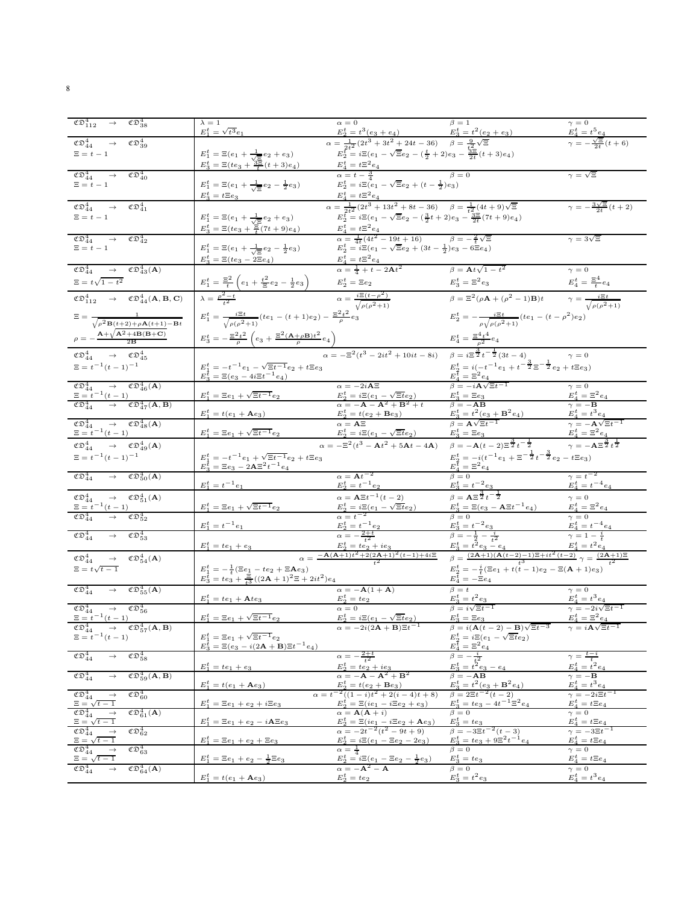| | | | | |
|---|---|---|---|---|
| $\mathfrak{CD}^4_{112} \to \mathfrak{CD}^4_{38}$ | $\lambda = 1$ | $\alpha = 0$ | $\beta = 1$ | $\gamma = 0$ |
| | $E_1^t = \sqrt{t^3}e_1$ | $E_2^t = t^3(e_3 + e_4)$ | $E_3^t = t^2(e_2 + e_3)$ | $E_4^t = t^5 e_4$ |
| $\mathfrak{CD}^4_{44} \to \mathfrak{CD}^4_{39}$ | | $\alpha = \frac{1}{2t^2}(2t^3 + 3t^2 + 24t - 36)$ | $\beta = \frac{9}{t^2}\sqrt{\Xi}$ | $\gamma = -\frac{\sqrt{\Xi}}{2t}(t + 6)$ |
| $\Xi = t - 1$ | $E_1^t = \Xi(e_1 + \frac{1}{\sqrt{\Xi}}e_2 + e_3)$ | $E_2^t = i\Xi(e_1 - \sqrt{\Xi}e_2 - (\frac{t}{2} + 2)e_3 - \frac{3\Xi}{2t}(t + 3)e_4)$ | | |
| | $E_3^t = \Xi(te_3 + \frac{3\Xi}{t}(t + 3)e_4)$ | $E_4^t = t\Xi^2 e_4$ | | |
| $\mathfrak{CD}^4_{44} \to \mathfrak{CD}^4_{40}$ | | $\alpha = t - \frac{3}{4}$ | $\beta = 0$ | $\gamma = \sqrt{\Xi}$ |
| $\Xi = t - 1$ | $E_1^t = \Xi(e_1 + \frac{1}{\sqrt{\Xi}}e_2 - \frac{1}{2}e_3)$ | $E_2^t = i\Xi(e_1 - \sqrt{\Xi}e_2 + (t - \frac{1}{2})e_3)$ | | |
| | $E_3^t = t\Xi e_3$ | $E_4^t = t\Xi^2 e_4$ | | |
| $\mathfrak{CD}^4_{44} \to \mathfrak{CD}^4_{41}$ | | $\alpha = \frac{1}{2t^2}(2t^3 + 13t^2 + 8t - 36)$ | $\beta = \frac{1}{t^2}(4t + 9)\sqrt{\Xi}$ | $\gamma = -\frac{3\sqrt{\Xi}}{2t}(t + 2)$ |
| $\Xi = t - 1$ | $E_1^t = \Xi(e_1 + \frac{1}{\sqrt{\Xi}}e_2 + e_3)$ | $E_2^t = i\Xi(e_1 - \sqrt{\Xi}e_2 - (\frac{3}{2}t + 2)e_3 - \frac{3\Xi}{2t}(7t + 9)e_4)$ | | |
| | $E_3^t = \Xi(te_3 + \frac{\Xi}{t}(7t + 9)e_4)$ | $E_4^t = t\Xi^2 e_4$ | | |
| $\mathfrak{CD}^4_{44} \to \mathfrak{CD}^4_{42}$ | | $\alpha = \frac{1}{4t}(4t^2 - 19t + 16)$ | $\beta = -\frac{2}{t}\sqrt{\Xi}$ | $\gamma = 3\sqrt{\Xi}$ |
| $\Xi = t - 1$ | $E_1^t = \Xi(e_1 + \frac{1}{\sqrt{\Xi}}e_2 - \frac{1}{2}e_3)$ | $E_2^t = i\Xi(e_1 - \sqrt{\Xi}e_2 + (3t - \frac{1}{2})e_3 - 6\Xi e_4)$ | | |
| | $E_3^t = \Xi(te_3 - 2\Xi e_4)$ | $E_4^t = t\Xi^2 e_4$ | | |
| $\mathfrak{CD}^4_{44} \to \mathfrak{CD}^4_{43}(\mathbf{A})$ | | $\alpha = \frac{1}{4} + t - 2\mathbf{A}t^2$ | $\beta = \mathbf{A}t\sqrt{1 - t^2}$ | $\gamma = 0$ |
| $\Xi = t\sqrt{1 - t^2}$ | $E_1^t = \frac{\Xi^2}{t}\left(e_1 + \frac{t^2}{\Xi}e_2 - \frac{1}{2}e_3\right)$ | $E_2^t = \Xi e_2$ | $E_3^t = \Xi^2 e_3$ | $E_4^t = \frac{\Xi^4}{t}e_4$ |
| $\mathfrak{CD}^4_{112} \to \mathfrak{CD}^4_{44}(\mathbf{A}, \mathbf{B}, \mathbf{C})$ | $\lambda = \frac{\rho^2 - t}{t^2}$ | $\alpha = \frac{i\Xi(t - \rho^2)}{\sqrt{\rho(\rho^2 + 1)}}$ | $\beta = \Xi^2(\rho\mathbf{A} + (\rho^2 - 1)\mathbf{B})t$ | $\gamma = \frac{i\Xi t}{\sqrt{\rho(\rho^2 + 1)}}$ |
| $\Xi = \frac{1}{\sqrt{\rho^2\mathbf{B}(t+2) + \rho\mathbf{A}(t+1) - \mathbf{B}t}}$ | $E_1^t = \frac{i\Xi t}{\sqrt{\rho(\rho^2 + 1)}}(te_1 - (t + 1)e_2) - \frac{\Xi^2 t^2}{\rho}e_3$ | | $E_2^t = -\frac{i\Xi t}{\rho\sqrt{\rho(\rho^2 + 1)}}(te_1 - (t - \rho^2)e_2)$ | |
| $\rho = -\frac{\mathbf{A} + \sqrt{\mathbf{A}^2 + 4\mathbf{B}(\mathbf{B} + \mathbf{C})}}{2\mathbf{B}}$ | $E_3^t = -\frac{\Xi^2 t^2}{\rho}\left(e_3 + \frac{\Xi^2(\mathbf{A} + \rho\mathbf{B})t^2}{\rho}e_4\right)$ | | $E_4^t = \frac{\Xi^4 t^4}{\rho^2}e_4$ | |
| $\mathfrak{CD}^4_{44} \to \mathfrak{CD}^4_{45}$ | | $\alpha = -\Xi^2(t^3 - 2it^2 + 10it - 8i)$ | $\beta = i\Xi^{\frac{3}{2}}t^{-\frac{1}{2}}(3t - 4)$ | $\gamma = 0$ |
| $\Xi = t^{-1}(t - 1)^{-1}$ | $E_1^t = -t^{-1}e_1 - \sqrt{\Xi t^{-1}}e_2 + t\Xi e_3$ | | $E_2^t = i(-t^{-1}e_1 + t^{-\frac{3}{2}}\Xi^{-\frac{1}{2}}e_2 + t\Xi e_3)$ | |
| | $E_3^t = \Xi(e_3 - 4i\Xi t^{-1}e_4)$ | | $E_4^t = \Xi^2 e_4$ | |
| $\mathfrak{CD}^4_{44} \to \mathfrak{CD}^4_{46}(\mathbf{A})$ | | $\alpha = -2i\mathbf{A}\Xi$ | $\beta = -i\mathbf{A}\sqrt{\Xi t^{-1}}$ | $\gamma = 0$ |
| $\Xi = t^{-1}(t - 1)$ | $E_1^t = \Xi e_1 + \sqrt{\Xi t^{-1}}e_2$ | $E_2^t = i\Xi(e_1 - \sqrt{\Xi t}e_2)$ | $E_3^t = \Xi e_3$ | $E_4^t = \Xi^2 e_4$ |
| $\mathfrak{CD}^4_{44} \to \mathfrak{CD}^4_{47}(\mathbf{A}, \mathbf{B})$ | | $\alpha = -\mathbf{A} - \mathbf{A}^2 + \mathbf{B}^2 + t$ | $\beta = -\mathbf{AB}$ | $\gamma = -\mathbf{B}$ |
| | $E_1^t = t(e_1 + \mathbf{A}e_3)$ | $E_2^t = t(e_2 + \mathbf{B}e_3)$ | $E_3^t = t^2(e_3 + \mathbf{B}^2 e_4)$ | $E_4^t = t^3 e_4$ |
| $\mathfrak{CD}^4_{44} \to \mathfrak{CD}^4_{48}(\mathbf{A})$ | | $\alpha = \mathbf{A}\Xi$ | $\beta = \mathbf{A}\sqrt{\Xi t^{-1}}$ | $\gamma = -\mathbf{A}\sqrt{\Xi t^{-1}}$ |
| $\Xi = t^{-1}(t - 1)$ | $E_1^t = \Xi e_1 + \sqrt{\Xi t^{-1}}e_2$ | $E_2^t = i\Xi(e_1 - \sqrt{\Xi t}e_2)$ | $E_3^t = \Xi e_3$ | $E_4^t = \Xi^2 e_4$ |
| $\mathfrak{CD}^4_{44} \to \mathfrak{CD}^4_{49}(\mathbf{A})$ | | $\alpha = -\Xi^2(t^3 - \mathbf{A}t^2 + 5\mathbf{A}t - 4\mathbf{A})$ | $\beta = -\mathbf{A}(t - 2)\Xi^{\frac{3}{2}}t^{-\frac{1}{2}}$ | $\gamma = -\mathbf{A}\Xi^{\frac{3}{2}}t^{\frac{1}{2}}$ |
| $\Xi = t^{-1}(t - 1)^{-1}$ | $E_1^t = -t^{-1}e_1 + \sqrt{\Xi t^{-1}}e_2 + t\Xi e_3$ | | $E_2^t = -i(t^{-1}e_1 + \Xi^{-\frac{1}{2}}t^{-\frac{3}{2}}e_2 - t\Xi e_3)$ | |
| | $E_3^t = \Xi e_3 - 2\mathbf{A}\Xi^2 t^{-1}e_4$ | | $E_4^t = \Xi^2 e_4$ | |
| $\mathfrak{CD}^4_{44} \to \mathfrak{CD}^4_{50}(\mathbf{A})$ | | $\alpha = \mathbf{A}t^{-2}$ | $\beta = 0$ | $\gamma = t^{-2}$ |
| | $E_1^t = t^{-1}e_1$ | $E_2^t = t^{-1}e_2$ | $E_3^t = t^{-2}e_3$ | $E_4^t = t^{-4}e_4$ |
| $\mathfrak{CD}^4_{44} \to \mathfrak{CD}^4_{51}(\mathbf{A})$ | | $\alpha = \mathbf{A}\Xi t^{-1}(t - 2)$ | $\beta = \mathbf{A}\Xi^{\frac{3}{2}}t^{-\frac{1}{2}}$ | $\gamma = 0$ |
| $\Xi = t^{-1}(t - 1)$ | $E_1^t = \Xi e_1 + \sqrt{\Xi t^{-1}}e_2$ | $E_2^t = i\Xi(e_1 - \sqrt{\Xi t}e_2)$ | $E_3^t = \Xi(e_3 - \mathbf{A}\Xi t^{-1}e_4)$ | $E_4^t = \Xi^2 e_4$ |
| $\mathfrak{CD}^4_{44} \to \mathfrak{CD}^4_{52}$ | | $\alpha = t^{-2}$ | $\beta = 0$ | $\gamma = 0$ |
| | $E_1^t = t^{-1}e_1$ | $E_2^t = t^{-1}e_2$ | $E_3^t = t^{-2}e_3$ | $E_4^t = t^{-4}e_4$ |
| $\mathfrak{CD}^4_{44} \to \mathfrak{CD}^4_{53}$ | | $\alpha = -\frac{2+t}{t^2}$ | $\beta = -\frac{1}{2} - \frac{i}{t^2}$ | $\gamma = 1 - \frac{i}{t}$ |
| | $E_1^t = te_1 + e_3$ | $E_2^t = te_2 + ie_3$ | $E_3^t = t^2 e_3 - e_4$ | $E_4^t = t^2 e_4$ |
| $\mathfrak{CD}^4_{44} \to \mathfrak{CD}^4_{54}(\mathbf{A})$ | | $\alpha = \frac{-\mathbf{A}(\mathbf{A}+1)t^2 + 2(2\mathbf{A}+1)^2(t-1) + 4i\Xi}{t^2}$ | $\beta = \frac{(2\mathbf{A}+1)(\mathbf{A}(t-2) - 1)\Xi + it^2(t-2)}{t^3}$ | $\gamma = \frac{(2\mathbf{A}+1)\Xi}{t^2}$ |
| $\Xi = t\sqrt{t - 1}$ | $E_1^t = -\frac{1}{t}(\Xi e_1 - te_2 + \Xi\mathbf{A}e_3)$ | | $E_2^t = -\frac{i}{t}(\Xi e_1 + t(t - 1)e_2 - \Xi(\mathbf{A} + 1)e_3)$ | |
| | $E_3^t = te_3 + \frac{\Xi}{t^3}((2\mathbf{A} + 1)^2\Xi + 2it^2)e_4$ | | $E_4^t = -\Xi e_4$ | |
| $\mathfrak{CD}^4_{44} \to \mathfrak{CD}^4_{55}(\mathbf{A})$ | | $\alpha = -\mathbf{A}(1 + \mathbf{A})$ | $\beta = t$ | $\gamma = 0$ |
| | $E_1^t = te_1 + \mathbf{A}te_3$ | $E_2^t = te_2$ | $E_3^t = t^2 e_3$ | $E_4^t = t^3 e_4$ |
| $\mathfrak{CD}^4_{44} \to \mathfrak{CD}^4_{56}$ | | $\alpha = 0$ | $\beta = i\sqrt{\Xi t^{-1}}$ | $\gamma = -2i\sqrt{\Xi t^{-1}}$ |
| $\Xi = t^{-1}(t - 1)$ | $E_1^t = \Xi e_1 + \sqrt{\Xi t^{-1}}e_2$ | $E_2^t = i\Xi(e_1 - \sqrt{\Xi t}e_2)$ | $E_3^t = \Xi e_3$ | $E_4^t = \Xi^2 e_4$ |
| $\mathfrak{CD}^4_{44} \to \mathfrak{CD}^4_{57}(\mathbf{A}, \mathbf{B})$ | | $\alpha = -2i(2\mathbf{A} + \mathbf{B})\Xi t^{-1}$ | $\beta = i(\mathbf{A}(t - 2) - \mathbf{B})\sqrt{\Xi t^{-3}}$ | $\gamma = i\mathbf{A}\sqrt{\Xi t^{-1}}$ |
| $\Xi = t^{-1}(t - 1)$ | $E_1^t = \Xi e_1 + \sqrt{\Xi t^{-1}}e_2$ | | $E_2^t = i\Xi(e_1 - \sqrt{\Xi t}e_2)$ | |
| | $E_3^t = \Xi(e_3 - i(2\mathbf{A} + \mathbf{B})\Xi t^{-1}e_4)$ | | $E_4^t = \Xi^2 e_4$ | |
| $\mathfrak{CD}^4_{44} \to \mathfrak{CD}^4_{58}$ | | $\alpha = -\frac{2+t}{t^2}$ | $\beta = -\frac{i}{t^2}$ | $\gamma = \frac{t-i}{t}$ |
| | $E_1^t = te_1 + e_3$ | $E_2^t = te_2 + ie_3$ | $E_3^t = t^2 e_3 - e_4$ | $E_4^t = t^2 e_4$ |
| $\mathfrak{CD}^4_{44} \to \mathfrak{CD}^4_{59}(\mathbf{A}, \mathbf{B})$ | | $\alpha = -\mathbf{A} - \mathbf{A}^2 + \mathbf{B}^2$ | $\beta = -\mathbf{AB}$ | $\gamma = -\mathbf{B}$ |
| | $E_1^t = t(e_1 + \mathbf{A}e_3)$ | $E_2^t = t(e_2 + \mathbf{B}e_3)$ | $E_3^t = t^2(e_3 + \mathbf{B}^2 e_4)$ | $E_4^t = t^3 e_4$ |
| $\mathfrak{CD}^4_{44} \to \mathfrak{CD}^4_{60}$ | | $\alpha = t^{-2}((1 - i)t^2 + 2(i - 4)t + 8)$ | $\beta = 2\Xi t^{-2}(t - 2)$ | $\gamma = -2i\Xi t^{-1}$ |
| $\Xi = \sqrt{t - 1}$ | $E_1^t = \Xi e_1 + e_2 + i\Xi e_3$ | $E_2^t = \Xi(ie_1 - i\Xi e_2 + e_3)$ | $E_3^t = te_3 - 4t^{-1}\Xi^2 e_4$ | $E_4^t = t\Xi e_4$ |
| $\mathfrak{CD}^4_{44} \to \mathfrak{CD}^4_{61}(\mathbf{A})$ | | $\alpha = \mathbf{A}(\mathbf{A} + i)$ | $\beta = 0$ | $\gamma = 0$ |
| $\Xi = \sqrt{t - 1}$ | $E_1^t = \Xi e_1 + e_2 - i\mathbf{A}\Xi e_3$ | $E_2^t = \Xi(ie_1 - i\Xi e_2 + \mathbf{A}e_3)$ | $E_3^t = te_3$ | $E_4^t = t\Xi e_4$ |
| $\mathfrak{CD}^4_{44} \to \mathfrak{CD}^4_{62}$ | | $\alpha = -2t^{-2}(t^2 - 9t + 9)$ | $\beta = -3\Xi t^{-2}(t - 3)$ | $\gamma = -3\Xi t^{-1}$ |
| $\Xi = \sqrt{t - 1}$ | $E_1^t = \Xi e_1 + e_2 + \Xi e_3$ | $E_2^t = i\Xi(e_1 - \Xi e_2 - 2e_3)$ | $E_3^t = te_3 + 9\Xi^2 t^{-1}e_4$ | $E_4^t = t\Xi e_4$ |
| $\mathfrak{CD}^4_{44} \to \mathfrak{CD}^4_{63}$ | | $\alpha = \frac{1}{4}$ | $\beta = 0$ | $\gamma = 0$ |
| $\Xi = \sqrt{t - 1}$ | $E_1^t = \Xi e_1 + e_2 - \frac{1}{2}\Xi e_3$ | $E_2^t = i\Xi(e_1 - \Xi e_2 - \frac{1}{2}e_3)$ | $E_3^t = te_3$ | $E_4^t = t\Xi e_4$ |
| $\mathfrak{CD}^4_{44} \to \mathfrak{CD}^4_{64}(\mathbf{A})$ | | $\alpha = -\mathbf{A}^2 - \mathbf{A}$ | $\beta = 0$ | $\gamma = 0$ |
| | $E_1^t = t(e_1 + \mathbf{A}e_3)$ | $E_2^t = te_2$ | $E_3^t = t^2 e_3$ | $E_4^t = t^3 e_4$ |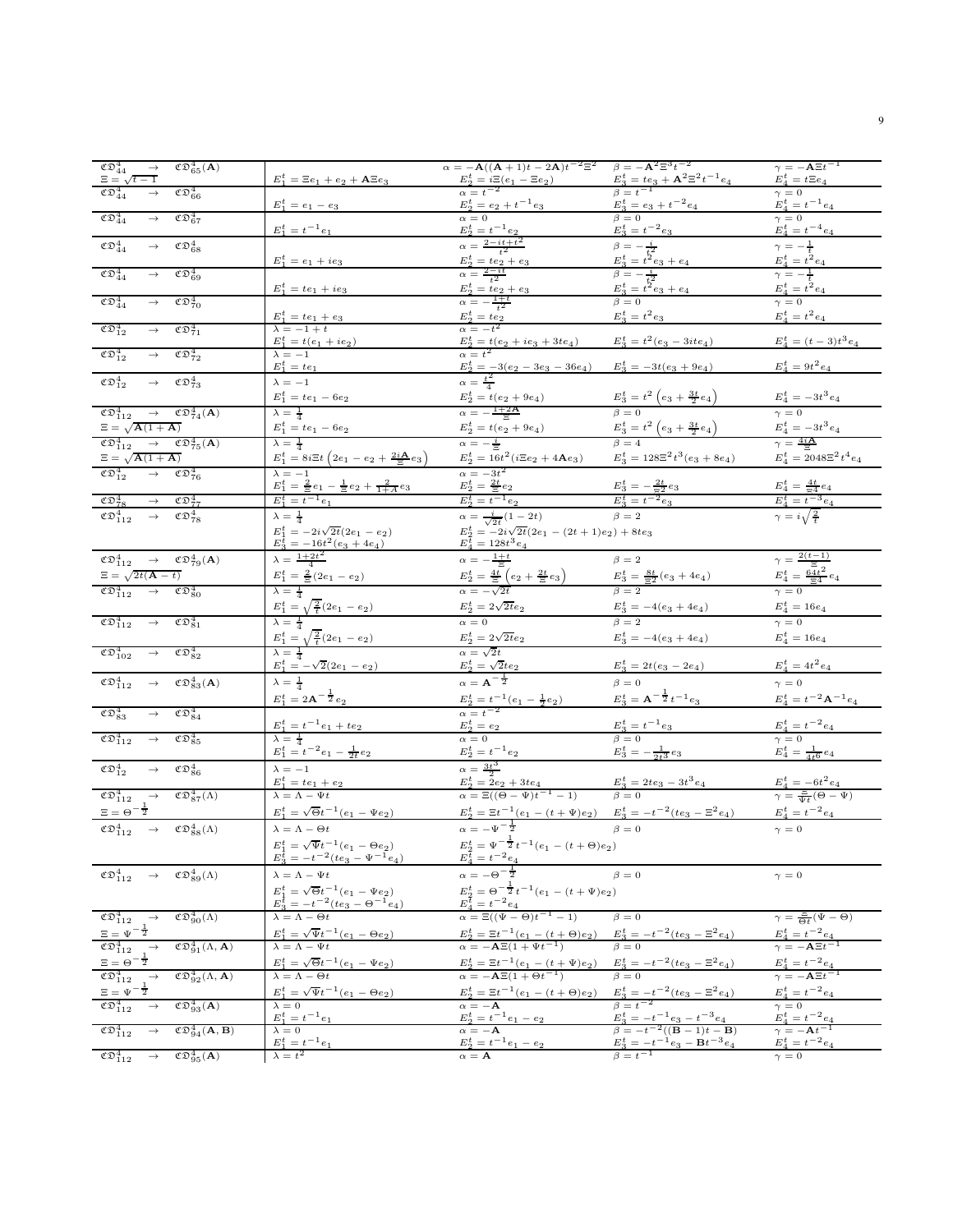| | | | | |
|---|---|---|---|---|
| $\mathfrak{CD}^4_{44} \to \mathfrak{CD}^4_{65}(\mathbf{A})$ | | $\alpha = -\mathbf{A}((\mathbf{A}+1)t-2\mathbf{A})t^{-2}\Xi^2$ | $\beta = -\mathbf{A}^2\Xi^3 t^{-2}$ | $\gamma = -\mathbf{A}\Xi t^{-1}$ |
| $\Xi = \sqrt{t-1}$ | $E_1^t = \Xi e_1 + e_2 + \mathbf{A}\Xi e_3$ | $E_2^t = i\Xi(e_1 - \Xi e_2)$ | $E_3^t = te_3 + \mathbf{A}^2\Xi^2 t^{-1} e_4$ | $E_4^t = t\Xi e_4$ |
| $\mathfrak{CD}^4_{44} \to \mathfrak{CD}^4_{66}$ | | $\alpha = t^{-2}$ | $\beta = t^{-1}$ | $\gamma = 0$ |
| | $E_1^t = e_1 - e_3$ | $E_2^t = e_2 + t^{-1}e_3$ | $E_3^t = e_3 + t^{-2}e_4$ | $E_4^t = t^{-1}e_4$ |
| $\mathfrak{CD}^4_{44} \to \mathfrak{CD}^4_{67}$ | | $\alpha = 0$ | $\beta = 0$ | $\gamma = 0$ |
| | $E_1^t = t^{-1}e_1$ | $E_2^t = t^{-1}e_2$ | $E_3^t = t^{-2}e_3$ | $E_4^t = t^{-4}e_4$ |
| $\mathfrak{CD}^4_{44} \to \mathfrak{CD}^4_{68}$ | | $\alpha = \frac{2-it+t^2}{t^2}$ | $\beta = -\frac{i}{t^2}$ | $\gamma = -\frac{1}{t}$ |
| | $E_1^t = e_1 + ie_3$ | $E_2^t = te_2 + e_3$ | $E_3^t = t^2 e_3 + e_4$ | $E_4^t = t^2 e_4$ |
| $\mathfrak{CD}^4_{44} \to \mathfrak{CD}^4_{69}$ | | $\alpha = \frac{2-it}{t^2}$ | $\beta = -\frac{i}{t^2}$ | $\gamma = -\frac{1}{t}$ |
| | $E_1^t = te_1 + ie_3$ | $E_2^t = te_2 + e_3$ | $E_3^t = t^2 e_3 + e_4$ | $E_4^t = t^2 e_4$ |
| $\mathfrak{CD}^4_{44} \to \mathfrak{CD}^4_{70}$ | | $\alpha = -\frac{1+t}{t^2}$ | $\beta = 0$ | $\gamma = 0$ |
| | $E_1^t = te_1 + e_3$ | $E_2^t = te_2$ | $E_3^t = t^2 e_3$ | $E_4^t = t^2 e_4$ |
| $\mathfrak{CD}^4_{12} \to \mathfrak{CD}^4_{71}$ | $\lambda = -1 + t$ | $\alpha = -t^2$ | | |
| | $E_1^t = t(e_1 + ie_2)$ | $E_2^t = t(e_2 + ie_3 + 3te_4)$ | $E_3^t = t^2(e_3 - 3ite_4)$ | $E_4^t = (t-3)t^3 e_4$ |
| $\mathfrak{CD}^4_{12} \to \mathfrak{CD}^4_{72}$ | $\lambda = -1$ | $\alpha = t^2$ | | |
| | $E_1^t = te_1$ | $E_2^t = -3(e_2 - 3e_3 - 36e_4)$ | $E_3^t = -3t(e_3 + 9e_4)$ | $E_4^t = 9t^2 e_4$ |
| $\mathfrak{CD}^4_{12} \to \mathfrak{CD}^4_{73}$ | $\lambda = -1$ | $\alpha = \frac{t^2}{4}$ | | |
| | $E_1^t = te_1 - 6e_2$ | $E_2^t = t(e_2 + 9e_4)$ | $E_3^t = t^2\left(e_3 + \frac{3t}{2}e_4\right)$ | $E_4^t = -3t^3 e_4$ |
| $\mathfrak{CD}^4_{112} \to \mathfrak{CD}^4_{74}(\mathbf{A})$ | $\lambda = \frac{1}{4}$ | $\alpha = -\frac{1+2\mathbf{A}}{\Xi}$ | $\beta = 0$ | $\gamma = 0$ |
| $\Xi = \sqrt{\mathbf{A}(1+\mathbf{A})}$ | $E_1^t = te_1 - 6e_2$ | $E_2^t = t(e_2 + 9e_4)$ | $E_3^t = t^2\left(e_3 + \frac{3t}{2}e_4\right)$ | $E_4^t = -3t^3 e_4$ |
| $\mathfrak{CD}^4_{112} \to \mathfrak{CD}^4_{75}(\mathbf{A})$ | $\lambda = \frac{1}{4}$ | $\alpha = -\frac{i}{\Xi}$ | $\beta = 4$ | $\gamma = \frac{4i\mathbf{A}}{\Xi}$ |
| $\Xi = \sqrt{\mathbf{A}(1+\mathbf{A})}$ | $E_1^t = 8i\Xi t\left(2e_1 - e_2 + \frac{2i\mathbf{A}}{\Xi}e_3\right)$ | $E_2^t = 16t^2(i\Xi e_2 + 4\mathbf{A}e_3)$ | $E_3^t = 128\Xi^2 t^3(e_3 + 8e_4)$ | $E_4^t = 2048\Xi^2 t^4 e_4$ |
| $\mathfrak{CD}^4_{12} \to \mathfrak{CD}^4_{76}$ | $\lambda = -1$ | $\alpha = -3t^2$ | | |
| | $E_1^t = \frac{2}{\Xi}e_1 - \frac{1}{\Xi}e_2 + \frac{2}{1+A}e_3$ | $E_2^t = \frac{2t}{\Xi}e_2$ | $E_3^t = -\frac{2t}{\Xi^2}e_3$ | $E_4^t = \frac{4t}{\Xi^4}e_4$ |
| $\mathfrak{CD}^4_{78} \to \mathfrak{CD}^4_{77}$ | $E_1^t = t^{-1}e_1$ | $E_2^t = t^{-1}e_2$ | $E_3^t = t^{-2}e_3$ | $E_4^t = t^{-3}e_4$ |
| $\mathfrak{CD}^4_{112} \to \mathfrak{CD}^4_{78}$ | $\lambda = \frac{1}{4}$ | $\alpha = \frac{i}{\sqrt{2t}}(1-2t)$ | $\beta = 2$ | $\gamma = i\sqrt{\frac{2}{t}}$ |
| | $E_1^t = -2i\sqrt{2t}(2e_1 - e_2)$ | $E_2^t = -2i\sqrt{2t}(2e_1 - (2t+1)e_2) + 8te_3$ | | |
| | $E_3^t = -16t^2(e_3 + 4e_4)$ | $E_4^t = 128t^3 e_4$ | | |
| $\mathfrak{CD}^4_{112} \to \mathfrak{CD}^4_{79}(\mathbf{A})$ | $\lambda = \frac{1+2t^2}{4}$ | $\alpha = -\frac{1+t}{\Xi}$ | $\beta = 2$ | $\gamma = \frac{2(t-1)}{\Xi}$ |
| $\Xi = \sqrt{2t(\mathbf{A}-t)}$ | $E_1^t = \frac{2}{\Xi}(2e_1 - e_2)$ | $E_2^t = \frac{4t}{\Xi}\left(e_2 + \frac{2t}{\Xi}e_3\right)$ | $E_3^t = \frac{8t}{\Xi^2}(e_3 + 4e_4)$ | $E_4^t = \frac{64t^2}{\Xi^4}e_4$ |
| $\mathfrak{CD}^4_{112} \to \mathfrak{CD}^4_{80}$ | $\lambda = \frac{1}{4}$ | $\alpha = -\sqrt{2t}$ | $\beta = 2$ | $\gamma = 0$ |
| | $E_1^t = \sqrt{\frac{2}{t}}(2e_1 - e_2)$ | $E_2^t = 2\sqrt{2t}e_2$ | $E_3^t = -4(e_3 + 4e_4)$ | $E_4^t = 16e_4$ |
| $\mathfrak{CD}^4_{112} \to \mathfrak{CD}^4_{81}$ | $\lambda = \frac{1}{4}$ | $\alpha = 0$ | $\beta = 2$ | $\gamma = 0$ |
| | $E_1^t = \sqrt{\frac{2}{t}}(2e_1 - e_2)$ | $E_2^t = 2\sqrt{2t}e_2$ | $E_3^t = -4(e_3 + 4e_4)$ | $E_4^t = 16e_4$ |
| $\mathfrak{CD}^4_{102} \to \mathfrak{CD}^4_{82}$ | $\lambda = \frac{1}{4}$ | $\alpha = \sqrt{2}t$ | | |
| | $E_1^t = -\sqrt{2}(2e_1 - e_2)$ | $E_2^t = \sqrt{2}te_2$ | $E_3^t = 2t(e_3 - 2e_4)$ | $E_4^t = 4t^2 e_4$ |
| $\mathfrak{CD}^4_{112} \to \mathfrak{CD}^4_{83}(\mathbf{A})$ | $\lambda = \frac{1}{4}$ | $\alpha = \mathbf{A}^{-\frac{1}{2}}$ | $\beta = 0$ | $\gamma = 0$ |
| | $E_1^t = 2\mathbf{A}^{-\frac{1}{2}}e_2$ | $E_2^t = t^{-1}(e_1 - \frac{1}{2}e_2)$ | $E_3^t = \mathbf{A}^{-\frac{1}{2}}t^{-1}e_3$ | $E_4^t = t^{-2}\mathbf{A}^{-1}e_4$ |
| $\mathfrak{CD}^4_{83} \to \mathfrak{CD}^4_{84}$ | | $\alpha = t^{-2}$ | | |
| | $E_1^t = t^{-1}e_1 + te_2$ | $E_2^t = e_2$ | $E_3^t = t^{-1}e_3$ | $E_4^t = t^{-2}e_4$ |
| $\mathfrak{CD}^4_{112} \to \mathfrak{CD}^4_{85}$ | $\lambda = \frac{1}{4}$ | $\alpha = 0$ | $\beta = 0$ | $\gamma = 0$ |
| | $E_1^t = t^{-2}e_1 - \frac{1}{2t}e_2$ | $E_2^t = t^{-1}e_2$ | $E_3^t = -\frac{1}{2t^3}e_3$ | $E_4^t = \frac{1}{4t^6}e_4$ |
| $\mathfrak{CD}^4_{12} \to \mathfrak{CD}^4_{86}$ | $\lambda = -1$ | $\alpha = \frac{3t^3}{2}$ | | |
| | $E_1^t = te_1 + e_2$ | $E_2^t = 2e_2 + 3te_4$ | $E_3^t = 2te_3 - 3t^3 e_4$ | $E_4^t = -6t^2 e_4$ |
| $\mathfrak{CD}^4_{112} \to \mathfrak{CD}^4_{87}(\Lambda)$ | $\lambda = \Lambda - \Psi t$ | $\alpha = \Xi((\Theta - \Psi)t^{-1} - 1)$ | $\beta = 0$ | $\gamma = \frac{\Xi}{\Psi t}(\Theta - \Psi)$ |
| $\Xi = \Theta^{-\frac{1}{2}}$ | $E_1^t = \sqrt{\Theta}t^{-1}(e_1 - \Psi e_2)$ | $E_2^t = \Xi t^{-1}(e_1 - (t+\Psi)e_2)$ | $E_3^t = -t^{-2}(te_3 - \Xi^2 e_4)$ | $E_4^t = t^{-2}e_4$ |
| $\mathfrak{CD}^4_{112} \to \mathfrak{CD}^4_{88}(\Lambda)$ | $\lambda = \Lambda - \Theta t$ | $\alpha = -\Psi^{-\frac{1}{2}}$ | $\beta = 0$ | $\gamma = 0$ |
| | $E_1^t = \sqrt{\Psi}t^{-1}(e_1 - \Theta e_2)$ | $E_2^t = \Psi^{-\frac{1}{2}}t^{-1}(e_1 - (t+\Theta)e_2)$ | | |
| | $E_3^t = -t^{-2}(te_3 - \Psi^{-1}e_4)$ | $E_4^t = t^{-2}e_4$ | | |
| $\mathfrak{CD}^4_{112} \to \mathfrak{CD}^4_{89}(\Lambda)$ | $\lambda = \Lambda - \Psi t$ | $\alpha = -\Theta^{-\frac{1}{2}}$ | $\beta = 0$ | $\gamma = 0$ |
| | $E_1^t = \sqrt{\Theta}t^{-1}(e_1 - \Psi e_2)$ | $E_2^t = \Theta^{-\frac{1}{2}}t^{-1}(e_1 - (t+\Psi)e_2)$ | | |
| | $E_3^t = -t^{-2}(te_3 - \Theta^{-1}e_4)$ | $E_4^t = t^{-2}e_4$ | | |
| $\mathfrak{CD}^4_{112} \to \mathfrak{CD}^4_{90}(\Lambda)$ | $\lambda = \Lambda - \Theta t$ | $\alpha = \Xi((\Psi - \Theta)t^{-1} - 1)$ | $\beta = 0$ | $\gamma = \frac{\Xi}{\Theta t}(\Psi - \Theta)$ |
| $\Xi = \Psi^{-\frac{1}{2}}$ | $E_1^t = \sqrt{\Psi}t^{-1}(e_1 - \Theta e_2)$ | $E_2^t = \Xi t^{-1}(e_1 - (t+\Theta)e_2)$ | $E_3^t = -t^{-2}(te_3 - \Xi^2 e_4)$ | $E_4^t = t^{-2}e_4$ |
| $\mathfrak{CD}^4_{112} \to \mathfrak{CD}^4_{91}(\Lambda, \mathbf{A})$ | $\lambda = \Lambda - \Psi t$ | $\alpha = -\mathbf{A}\Xi(1 + \Psi t^{-1})$ | $\beta = 0$ | $\gamma = -\mathbf{A}\Xi t^{-1}$ |
| $\Xi = \Theta^{-\frac{1}{2}}$ | $E_1^t = \sqrt{\Theta}t^{-1}(e_1 - \Psi e_2)$ | $E_2^t = \Xi t^{-1}(e_1 - (t+\Psi)e_2)$ | $E_3^t = -t^{-2}(te_3 - \Xi^2 e_4)$ | $E_4^t = t^{-2}e_4$ |
| $\mathfrak{CD}^4_{112} \to \mathfrak{CD}^4_{92}(\Lambda, \mathbf{A})$ | $\lambda = \Lambda - \Theta t$ | $\alpha = -\mathbf{A}\Xi(1 + \Theta t^{-1})$ | $\beta = 0$ | $\gamma = -\mathbf{A}\Xi t^{-1}$ |
| $\Xi = \Psi^{-\frac{1}{2}}$ | $E_1^t = \sqrt{\Psi}t^{-1}(e_1 - \Theta e_2)$ | $E_2^t = \Xi t^{-1}(e_1 - (t+\Theta)e_2)$ | $E_3^t = -t^{-2}(te_3 - \Xi^2 e_4)$ | $E_4^t = t^{-2}e_4$ |
| $\mathfrak{CD}^4_{112} \to \mathfrak{CD}^4_{93}(\mathbf{A})$ | $\lambda = 0$ | $\alpha = -\mathbf{A}$ | $\beta = t^{-2}$ | $\gamma = 0$ |
| | $E_1^t = t^{-1}e_1$ | $E_2^t = t^{-1}e_1 - e_2$ | $E_3^t = -t^{-1}e_3 - t^{-3}e_4$ | $E_4^t = t^{-2}e_4$ |
| $\mathfrak{CD}^4_{112} \to \mathfrak{CD}^4_{94}(\mathbf{A}, \mathbf{B})$ | $\lambda = 0$ | $\alpha = -\mathbf{A}$ | $\beta = -t^{-2}((\mathbf{B}-1)t - \mathbf{B})$ | $\gamma = -\mathbf{A}t^{-1}$ |
| | $E_1^t = t^{-1}e_1$ | $E_2^t = t^{-1}e_1 - e_2$ | $E_3^t = -t^{-1}e_3 - \mathbf{B}t^{-3}e_4$ | $E_4^t = t^{-2}e_4$ |
| $\mathfrak{CD}^4_{112} \to \mathfrak{CD}^4_{95}(\mathbf{A})$ | $\lambda = t^2$ | $\alpha = \mathbf{A}$ | $\beta = t^{-1}$ | $\gamma = 0$ |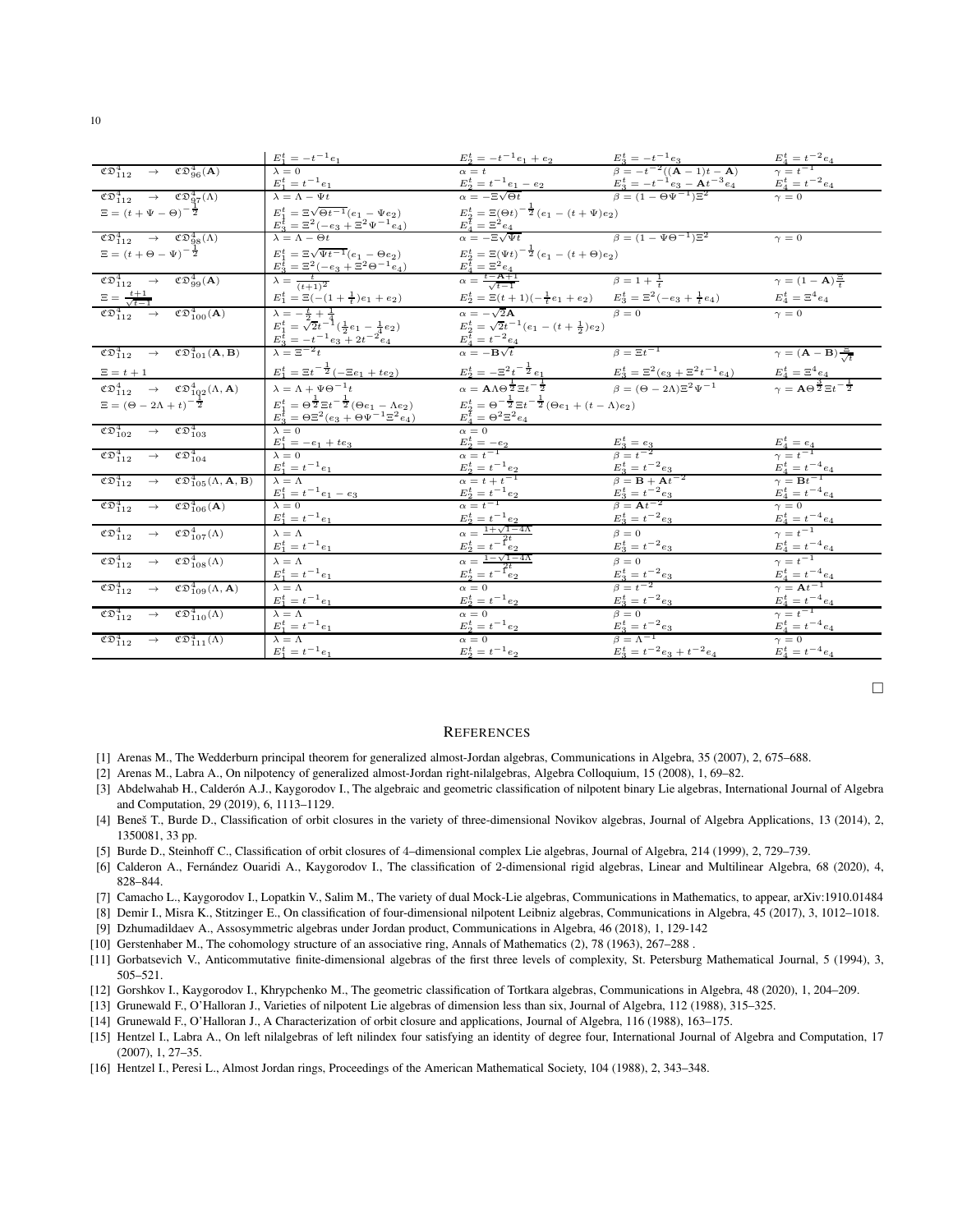| | | | | |
|---|---|---|---|---|
| | $E_1^t = -t^{-1}e_1$ | $E_2^t = -t^{-1}e_1 + e_2$ | $E_3^t = -t^{-1}e_3$ | $E_4^t = t^{-2}e_4$ |
| $\mathfrak{CD}_{112}^4 \to \mathfrak{CD}_{96}^4(\mathbf{A})$ | $\lambda = 0$ | $\alpha = t$ | $\beta = -t^{-2}((\mathbf{A}-1)t - \mathbf{A})$ | $\gamma = t^{-1}$ |
| | $E_1^t = t^{-1}e_1$ | $E_2^t = t^{-1}e_1 - e_2$ | $E_3^t = -t^{-1}e_3 - \mathbf{A}t^{-3}e_4$ | $E_4^t = t^{-2}e_4$ |
| $\mathfrak{CD}_{112}^4 \to \mathfrak{CD}_{97}^4(\Lambda)$ | $\lambda = \Lambda - \Psi t$ | $\alpha = -\Xi\sqrt{\Theta t}$ | $\beta = (1 - \Theta\Psi^{-1})\Xi^2$ | $\gamma = 0$ |
| $\Xi = (t + \Psi - \Theta)^{-\frac{1}{2}}$ | $E_1^t = \Xi\sqrt{\Theta t^{-1}}(e_1 - \Psi e_2)$ | $E_2^t = \Xi(\Theta t)^{-\frac{1}{2}}(e_1 - (t+\Psi)e_2)$ | | |
| | $E_3^t = \Xi^2(-e_3 + \Xi^2\Psi^{-1}e_4)$ | $E_4^t = \Xi^2 e_4$ | | |
| $\mathfrak{CD}_{112}^4 \to \mathfrak{CD}_{98}^4(\Lambda)$ | $\lambda = \Lambda - \Theta t$ | $\alpha = -\Xi\sqrt{\Psi t}$ | $\beta = (1 - \Psi\Theta^{-1})\Xi^2$ | $\gamma = 0$ |
| $\Xi = (t + \Theta - \Psi)^{-\frac{1}{2}}$ | $E_1^t = \Xi\sqrt{\Psi t^{-1}}(e_1 - \Theta e_2)$ | $E_2^t = \Xi(\Psi t)^{-\frac{1}{2}}(e_1 - (t+\Theta)e_2)$ | | |
| | $E_3^t = \Xi^2(-e_3 + \Xi^2\Theta^{-1}e_4)$ | $E_4^t = \Xi^2 e_4$ | | |
| $\mathfrak{CD}_{112}^4 \to \mathfrak{CD}_{99}^4(\mathbf{A})$ | $\lambda = \frac{t}{(t+1)^2}$ | $\alpha = \frac{t-\mathbf{A}+1}{\sqrt{t-1}}$ | $\beta = 1 + \frac{1}{t}$ | $\gamma = (1-\mathbf{A})\frac{\Xi}{t}$ |
| $\Xi = \frac{t+1}{\sqrt{t-1}}$ | $E_1^t = \Xi(-(1+\frac{1}{t})e_1 + e_2)$ | $E_2^t = \Xi(t+1)(-\frac{1}{t}e_1 + e_2)$ | $E_3^t = \Xi^2(-e_3 + \frac{1}{t}e_4)$ | $E_4^t = \Xi^4 e_4$ |
| $\mathfrak{CD}_{112}^4 \to \mathfrak{CD}_{100}^4(\mathbf{A})$ | $\lambda = -\frac{t}{2} + \frac{1}{4}$ | $\alpha = -\sqrt{2}\mathbf{A}$ | $\beta = 0$ | $\gamma = 0$ |
| | $E_1^t = \sqrt{2}t^{-1}(\frac{1}{2}e_1 - \frac{1}{4}e_2)$ | $E_2^t = \sqrt{2}t^{-1}(e_1 - (t + \frac{1}{2})e_2)$ | | |
| | $E_3^t = -t^{-1}e_3 + 2t^{-2}e_4$ | $E_4^t = t^{-2}e_4$ | | |
| $\mathfrak{CD}_{112}^4 \to \mathfrak{CD}_{101}^4(\mathbf{A},\mathbf{B})$ | $\lambda = \Xi^{-2}t$ | $\alpha = -\mathbf{B}\sqrt{t}$ | $\beta = \Xi t^{-1}$ | $\gamma = (\mathbf{A}-\mathbf{B})\frac{\Xi}{\sqrt{t}}$ |
| $\Xi = t + 1$ | $E_1^t = \Xi t^{-\frac{1}{2}}(-\Xi e_1 + te_2)$ | $E_2^t = -\Xi^2 t^{-\frac{1}{2}}e_1$ | $E_3^t = \Xi^2(e_3 + \Xi^2 t^{-1}e_4)$ | $E_4^t = \Xi^4 e_4$ |
| $\mathfrak{CD}_{112}^4 \to \mathfrak{CD}_{102}^4(\Lambda,\mathbf{A})$ | $\lambda = \Lambda + \Psi\Theta^{-1}t$ | $\alpha = \mathbf{A}\Lambda\Theta^{\frac{1}{2}}\Xi t^{-\frac{1}{2}}$ | $\beta = (\Theta - 2\Lambda)\Xi^2\Psi^{-1}$ | $\gamma = \mathbf{A}\Theta^{\frac{3}{2}}\Xi t^{-\frac{1}{2}}$ |
| $\Xi = (\Theta - 2\Lambda + t)^{-\frac{1}{2}}$ | $E_1^t = \Theta^{\frac{1}{2}}\Xi t^{-\frac{1}{2}}(\Theta e_1 - \Lambda e_2)$ | $E_2^t = \Theta^{-\frac{1}{2}}\Xi t^{-\frac{1}{2}}(\Theta e_1 + (t-\Lambda)e_2)$ | | |
| | $E_3^t = \Theta\Xi^2(e_3 + \Theta\Psi^{-1}\Xi^2 e_4)$ | $E_4^t = \Theta^2\Xi^2 e_4$ | | |
| $\mathfrak{CD}_{102}^4 \to \mathfrak{CD}_{103}^4$ | $\lambda = 0$ | $\alpha = 0$ | | |
| | $E_1^t = -e_1 + te_3$ | $E_2^t = -e_2$ | $E_3^t = e_3$ | $E_4^t = e_4$ |
| $\mathfrak{CD}_{112}^4 \to \mathfrak{CD}_{104}^4$ | $\lambda = 0$ | $\alpha = t^{-1}$ | $\beta = t^{-2}$ | $\gamma = t^{-1}$ |
| | $E_1^t = t^{-1}e_1$ | $E_2^t = t^{-1}e_2$ | $E_3^t = t^{-2}e_3$ | $E_4^t = t^{-4}e_4$ |
| $\mathfrak{CD}_{112}^4 \to \mathfrak{CD}_{105}^4(\Lambda,\mathbf{A},\mathbf{B})$ | $\lambda = \Lambda$ | $\alpha = t + t^{-1}$ | $\beta = \mathbf{B} + \mathbf{A}t^{-2}$ | $\gamma = \mathbf{B}t^{-1}$ |
| | $E_1^t = t^{-1}e_1 - e_3$ | $E_2^t = t^{-1}e_2$ | $E_3^t = t^{-2}e_3$ | $E_4^t = t^{-4}e_4$ |
| $\mathfrak{CD}_{112}^4 \to \mathfrak{CD}_{106}^4(\mathbf{A})$ | $\lambda = 0$ | $\alpha = t^{-1}$ | $\beta = \mathbf{A}t^{-2}$ | $\gamma = 0$ |
| | $E_1^t = t^{-1}e_1$ | $E_2^t = t^{-1}e_2$ | $E_3^t = t^{-2}e_3$ | $E_4^t = t^{-4}e_4$ |
| $\mathfrak{CD}_{112}^4 \to \mathfrak{CD}_{107}^4(\Lambda)$ | $\lambda = \Lambda$ | $\alpha = \frac{1+\sqrt{1-4\Lambda}}{2t}$ | $\beta = 0$ | $\gamma = t^{-1}$ |
| | $E_1^t = t^{-1}e_1$ | $E_2^t = t^{-1}e_2$ | $E_3^t = t^{-2}e_3$ | $E_4^t = t^{-4}e_4$ |
| $\mathfrak{CD}_{112}^4 \to \mathfrak{CD}_{108}^4(\Lambda)$ | $\lambda = \Lambda$ | $\alpha = \frac{1-\sqrt{1-4\Lambda}}{2t}$ | $\beta = 0$ | $\gamma = t^{-1}$ |
| | $E_1^t = t^{-1}e_1$ | $E_2^t = t^{-1}e_2$ | $E_3^t = t^{-2}e_3$ | $E_4^t = t^{-4}e_4$ |
| $\mathfrak{CD}_{112}^4 \to \mathfrak{CD}_{109}^4(\Lambda,\mathbf{A})$ | $\lambda = \Lambda$ | $\alpha = 0$ | $\beta = t^{-2}$ | $\gamma = \mathbf{A}t^{-1}$ |
| | $E_1^t = t^{-1}e_1$ | $E_2^t = t^{-1}e_2$ | $E_3^t = t^{-2}e_3$ | $E_4^t = t^{-4}e_4$ |
| $\mathfrak{CD}_{112}^4 \to \mathfrak{CD}_{110}^4(\Lambda)$ | $\lambda = \Lambda$ | $\alpha = 0$ | $\beta = 0$ | $\gamma = t^{-1}$ |
| | $E_1^t = t^{-1}e_1$ | $E_2^t = t^{-1}e_2$ | $E_3^t = t^{-2}e_3$ | $E_4^t = t^{-4}e_4$ |
| $\mathfrak{CD}_{112}^4 \to \mathfrak{CD}_{111}^4(\Lambda)$ | $\lambda = \Lambda$ | $\alpha = 0$ | $\beta = \Lambda^{-1}$ | $\gamma = 0$ |
| | $E_1^t = t^{-1}e_1$ | $E_2^t = t^{-1}e_2$ | $E_3^t = t^{-2}e_3 + t^{-2}e_4$ | $E_4^t = t^{-4}e_4$ |

□

## REFERENCES

[1] Arenas M., The Wedderburn principal theorem for generalized almost-Jordan algebras, Communications in Algebra, 35 (2007), 2, 675–688.

[2] Arenas M., Labra A., On nilpotency of generalized almost-Jordan right-nilalgebras, Algebra Colloquium, 15 (2008), 1, 69–82.

[3] Abdelwahab H., Calderón A.J., Kaygorodov I., The algebraic and geometric classification of nilpotent binary Lie algebras, International Journal of Algebra and Computation, 29 (2019), 6, 1113–1129.

[4] Beneš T., Burde D., Classification of orbit closures in the variety of three-dimensional Novikov algebras, Journal of Algebra Applications, 13 (2014), 2, 1350081, 33 pp.

[5] Burde D., Steinhoff C., Classification of orbit closures of 4–dimensional complex Lie algebras, Journal of Algebra, 214 (1999), 2, 729–739.

[6] Calderon A., Fernández Ouaridi A., Kaygorodov I., The classification of 2-dimensional rigid algebras, Linear and Multilinear Algebra, 68 (2020), 4, 828–844.

[7] Camacho L., Kaygorodov I., Lopatkin V., Salim M., The variety of dual Mock-Lie algebras, Communications in Mathematics, to appear, arXiv:1910.01484

[8] Demir I., Misra K., Stitzinger E., On classification of four-dimensional nilpotent Leibniz algebras, Communications in Algebra, 45 (2017), 3, 1012–1018.

[9] Dzhumadildaev A., Assosymmetric algebras under Jordan product, Communications in Algebra, 46 (2018), 1, 129-142

[10] Gerstenhaber M., The cohomology structure of an associative ring, Annals of Mathematics (2), 78 (1963), 267–288 .

[11] Gorbatsevich V., Anticommutative finite-dimensional algebras of the first three levels of complexity, St. Petersburg Mathematical Journal, 5 (1994), 3, 505–521.

[12] Gorshkov I., Kaygorodov I., Khrypchenko M., The geometric classification of Tortkara algebras, Communications in Algebra, 48 (2020), 1, 204–209.

[13] Grunewald F., O'Halloran J., Varieties of nilpotent Lie algebras of dimension less than six, Journal of Algebra, 112 (1988), 315–325.

[14] Grunewald F., O'Halloran J., A Characterization of orbit closure and applications, Journal of Algebra, 116 (1988), 163–175.

[15] Hentzel I., Labra A., On left nilalgebras of left nilindex four satisfying an identity of degree four, International Journal of Algebra and Computation, 17 (2007), 1, 27–35.

[16] Hentzel I., Peresi L., Almost Jordan rings, Proceedings of the American Mathematical Society, 104 (1988), 2, 343–348.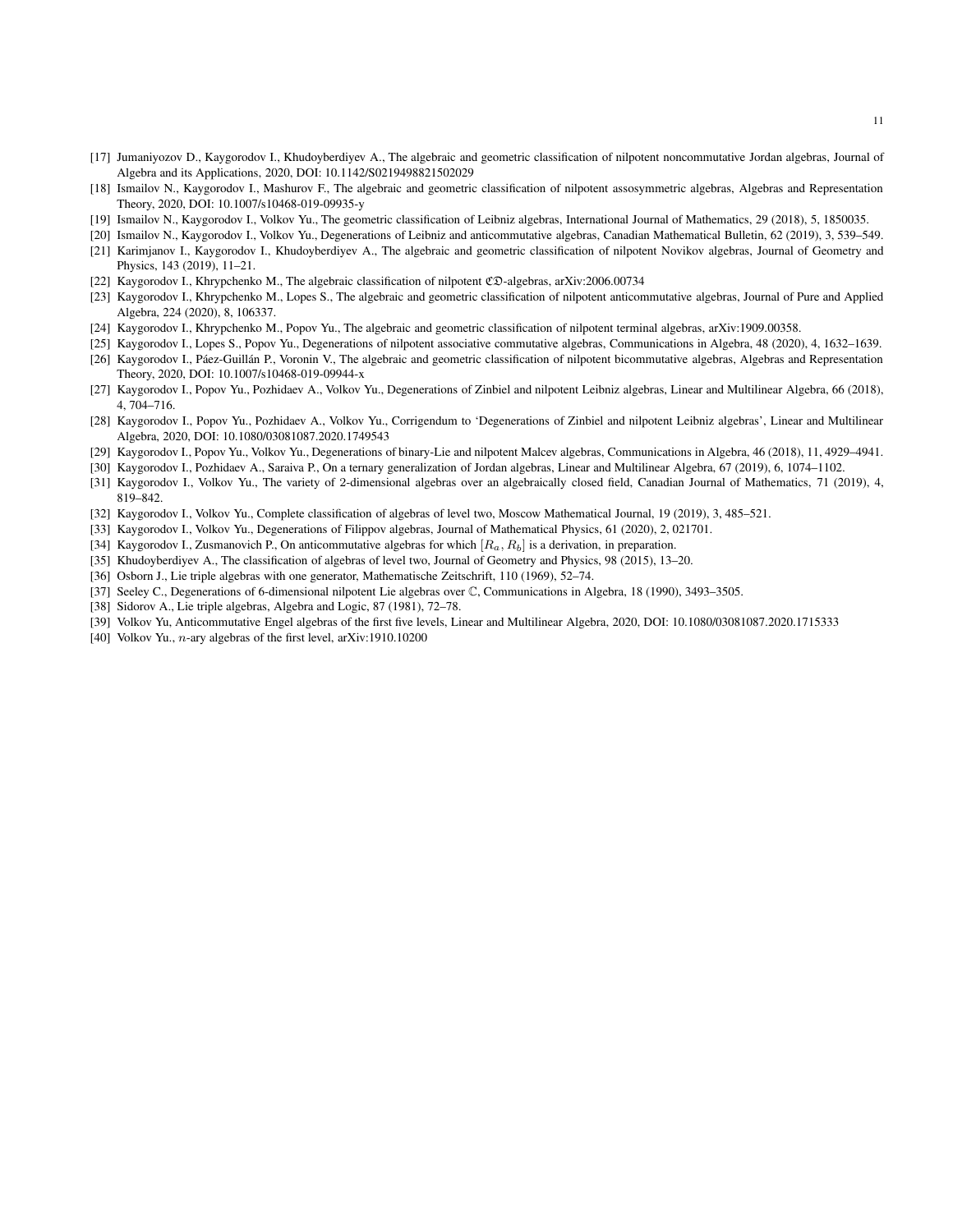[17] Jumaniyozov D., Kaygorodov I., Khudoyberdiyev A., The algebraic and geometric classification of nilpotent noncommutative Jordan algebras, Journal of Algebra and its Applications, 2020, DOI: 10.1142/S0219498821502029

[18] Ismailov N., Kaygorodov I., Mashurov F., The algebraic and geometric classification of nilpotent assosymmetric algebras, Algebras and Representation Theory, 2020, DOI: 10.1007/s10468-019-09935-y

[19] Ismailov N., Kaygorodov I., Volkov Yu., The geometric classification of Leibniz algebras, International Journal of Mathematics, 29 (2018), 5, 1850035.

[20] Ismailov N., Kaygorodov I., Volkov Yu., Degenerations of Leibniz and anticommutative algebras, Canadian Mathematical Bulletin, 62 (2019), 3, 539–549.

[21] Karimjanov I., Kaygorodov I., Khudoyberdiyev A., The algebraic and geometric classification of nilpotent Novikov algebras, Journal of Geometry and Physics, 143 (2019), 11–21.

[22] Kaygorodov I., Khrypchenko M., The algebraic classification of nilpotent $\mathfrak{CD}$-algebras, arXiv:2006.00734

[23] Kaygorodov I., Khrypchenko M., Lopes S., The algebraic and geometric classification of nilpotent anticommutative algebras, Journal of Pure and Applied Algebra, 224 (2020), 8, 106337.

[24] Kaygorodov I., Khrypchenko M., Popov Yu., The algebraic and geometric classification of nilpotent terminal algebras, arXiv:1909.00358.

[25] Kaygorodov I., Lopes S., Popov Yu., Degenerations of nilpotent associative commutative algebras, Communications in Algebra, 48 (2020), 4, 1632–1639.

[26] Kaygorodov I., Páez-Guillán P., Voronin V., The algebraic and geometric classification of nilpotent bicommutative algebras, Algebras and Representation Theory, 2020, DOI: 10.1007/s10468-019-09944-x

[27] Kaygorodov I., Popov Yu., Pozhidaev A., Volkov Yu., Degenerations of Zinbiel and nilpotent Leibniz algebras, Linear and Multilinear Algebra, 66 (2018), 4, 704–716.

[28] Kaygorodov I., Popov Yu., Pozhidaev A., Volkov Yu., Corrigendum to 'Degenerations of Zinbiel and nilpotent Leibniz algebras', Linear and Multilinear Algebra, 2020, DOI: 10.1080/03081087.2020.1749543

[29] Kaygorodov I., Popov Yu., Volkov Yu., Degenerations of binary-Lie and nilpotent Malcev algebras, Communications in Algebra, 46 (2018), 11, 4929–4941.

[30] Kaygorodov I., Pozhidaev A., Saraiva P., On a ternary generalization of Jordan algebras, Linear and Multilinear Algebra, 67 (2019), 6, 1074–1102.

[31] Kaygorodov I., Volkov Yu., The variety of 2-dimensional algebras over an algebraically closed field, Canadian Journal of Mathematics, 71 (2019), 4, 819–842.

[32] Kaygorodov I., Volkov Yu., Complete classification of algebras of level two, Moscow Mathematical Journal, 19 (2019), 3, 485–521.

[33] Kaygorodov I., Volkov Yu., Degenerations of Filippov algebras, Journal of Mathematical Physics, 61 (2020), 2, 021701.

[34] Kaygorodov I., Zusmanovich P., On anticommutative algebras for which $[R_a, R_b]$ is a derivation, in preparation.

[35] Khudoyberdiyev A., The classification of algebras of level two, Journal of Geometry and Physics, 98 (2015), 13–20.

[36] Osborn J., Lie triple algebras with one generator, Mathematische Zeitschrift, 110 (1969), 52–74.

[37] Seeley C., Degenerations of 6-dimensional nilpotent Lie algebras over $\mathbb{C}$, Communications in Algebra, 18 (1990), 3493–3505.

[38] Sidorov A., Lie triple algebras, Algebra and Logic, 87 (1981), 72–78.

[39] Volkov Yu, Anticommutative Engel algebras of the first five levels, Linear and Multilinear Algebra, 2020, DOI: 10.1080/03081087.2020.1715333

[40] Volkov Yu., $n$-ary algebras of the first level, arXiv:1910.10200